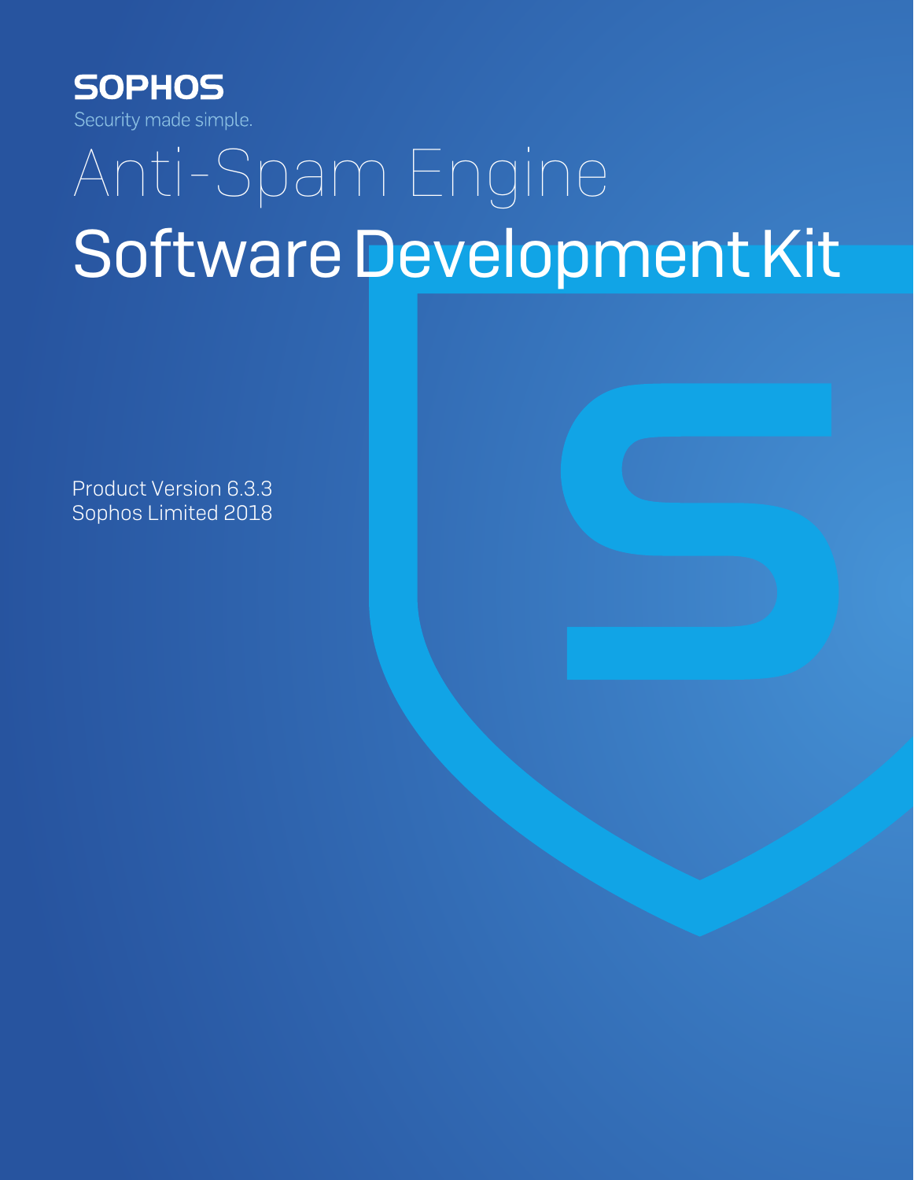SOPHOS

Security made simple.

# Anti-Spam Engine

# Software Development Kit

Product Version 6.3.3

Sophos Limited 2018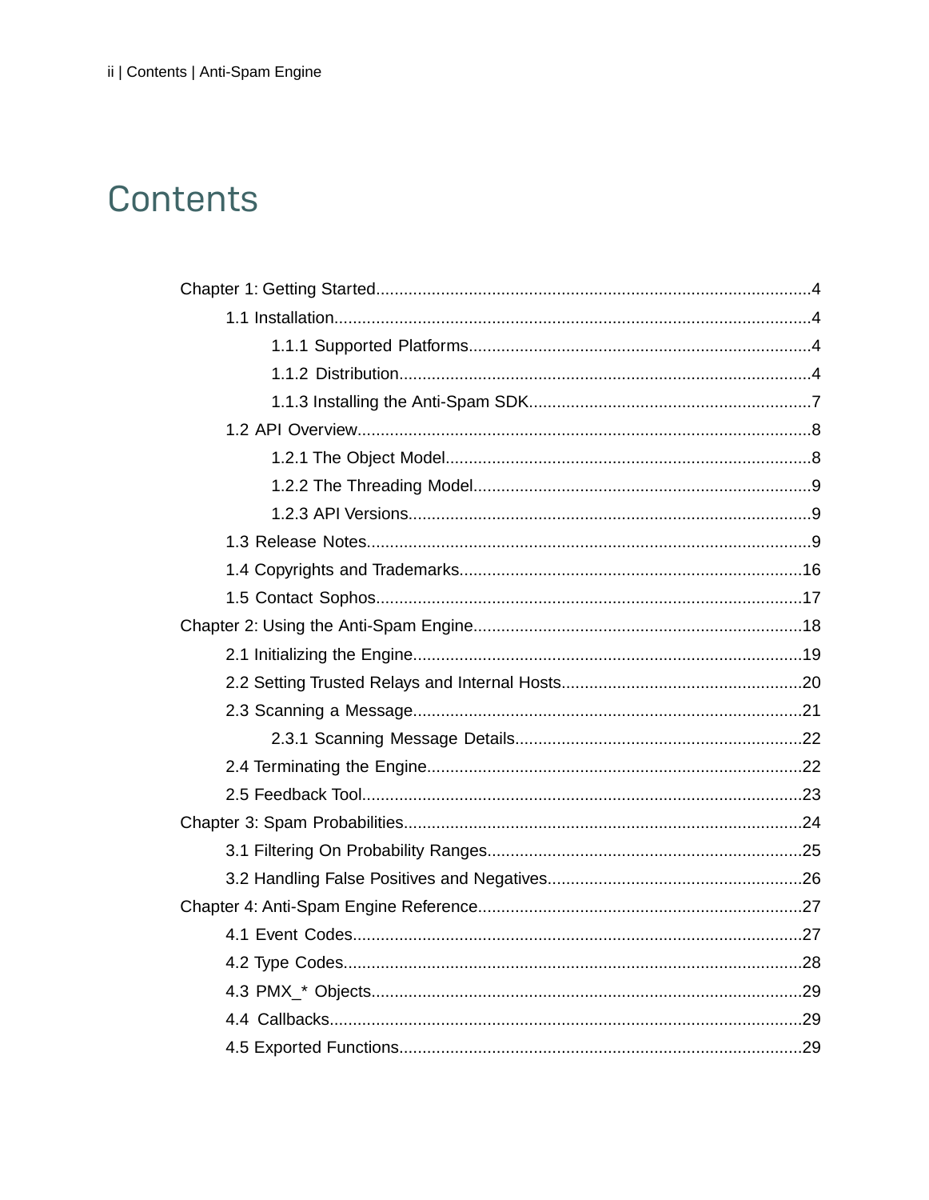# Contents

- Chapter 1: Getting Started....................4
    - 1.1 Installation....................4
        - 1.1.1 Supported Platforms....................4
        - 1.1.2 Distribution....................4
        - 1.1.3 Installing the Anti-Spam SDK....................7
    - 1.2 API Overview....................8
        - 1.2.1 The Object Model....................8
        - 1.2.2 The Threading Model....................9
        - 1.2.3 API Versions....................9
    - 1.3 Release Notes....................9
    - 1.4 Copyrights and Trademarks....................16
    - 1.5 Contact Sophos....................17
- Chapter 2: Using the Anti-Spam Engine....................18
    - 2.1 Initializing the Engine....................19
    - 2.2 Setting Trusted Relays and Internal Hosts....................20
    - 2.3 Scanning a Message....................21
        - 2.3.1 Scanning Message Details....................22
    - 2.4 Terminating the Engine....................22
    - 2.5 Feedback Tool....................23
- Chapter 3: Spam Probabilities....................24
    - 3.1 Filtering On Probability Ranges....................25
    - 3.2 Handling False Positives and Negatives....................26
- Chapter 4: Anti-Spam Engine Reference....................27
    - 4.1 Event Codes....................27
    - 4.2 Type Codes....................28
    - 4.3 PMX_* Objects....................29
    - 4.4 Callbacks....................29
    - 4.5 Exported Functions....................29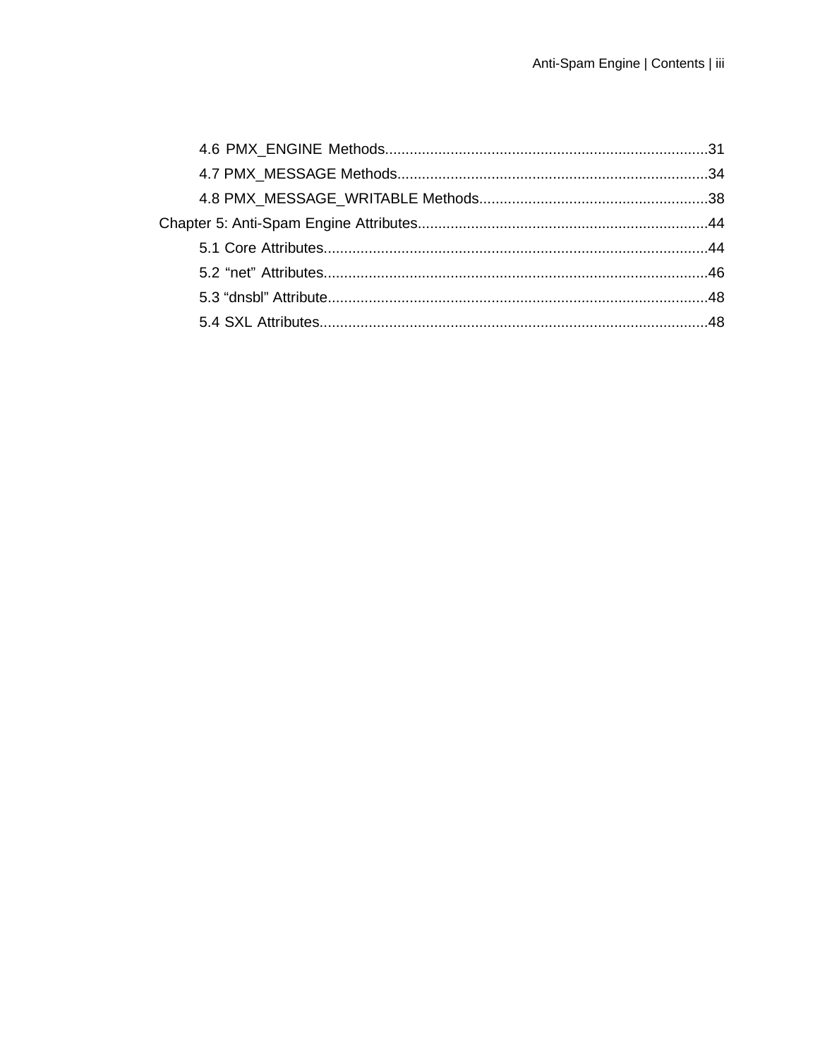- 4.6 PMX_ENGINE Methods..............................................................................31
- 4.7 PMX_MESSAGE Methods...........................................................................34
- 4.8 PMX_MESSAGE_WRITABLE Methods.......................................................38

Chapter 5: Anti-Spam Engine Attributes......................................................................44

- 5.1 Core Attributes.............................................................................................44
- 5.2 “net” Attributes.............................................................................................46
- 5.3 “dnsbl” Attribute............................................................................................48
- 5.4 SXL Attributes..............................................................................................48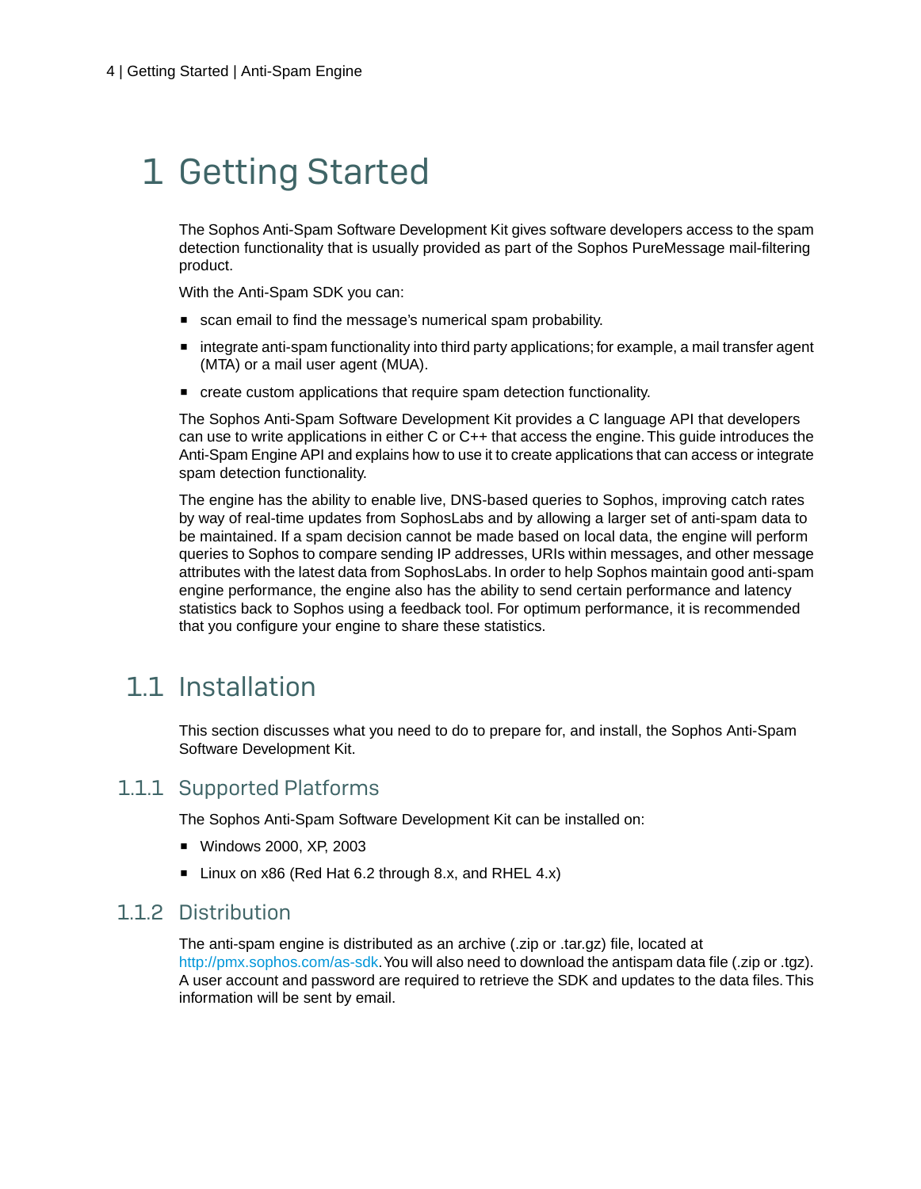# 1 Getting Started

The Sophos Anti-Spam Software Development Kit gives software developers access to the spam detection functionality that is usually provided as part of the Sophos PureMessage mail-filtering product.

With the Anti-Spam SDK you can:

- scan email to find the message's numerical spam probability.
- integrate anti-spam functionality into third party applications; for example, a mail transfer agent (MTA) or a mail user agent (MUA).
- create custom applications that require spam detection functionality.

The Sophos Anti-Spam Software Development Kit provides a C language API that developers can use to write applications in either C or C++ that access the engine. This guide introduces the Anti-Spam Engine API and explains how to use it to create applications that can access or integrate spam detection functionality.

The engine has the ability to enable live, DNS-based queries to Sophos, improving catch rates by way of real-time updates from SophosLabs and by allowing a larger set of anti-spam data to be maintained. If a spam decision cannot be made based on local data, the engine will perform queries to Sophos to compare sending IP addresses, URIs within messages, and other message attributes with the latest data from SophosLabs. In order to help Sophos maintain good anti-spam engine performance, the engine also has the ability to send certain performance and latency statistics back to Sophos using a feedback tool. For optimum performance, it is recommended that you configure your engine to share these statistics.

## 1.1 Installation

This section discusses what you need to do to prepare for, and install, the Sophos Anti-Spam Software Development Kit.

### 1.1.1 Supported Platforms

The Sophos Anti-Spam Software Development Kit can be installed on:

- Windows 2000, XP, 2003
- Linux on x86 (Red Hat 6.2 through 8.x, and RHEL 4.x)

### 1.1.2 Distribution

The anti-spam engine is distributed as an archive (.zip or .tar.gz) file, located at http://pmx.sophos.com/as-sdk. You will also need to download the antispam data file (.zip or .tgz). A user account and password are required to retrieve the SDK and updates to the data files. This information will be sent by email.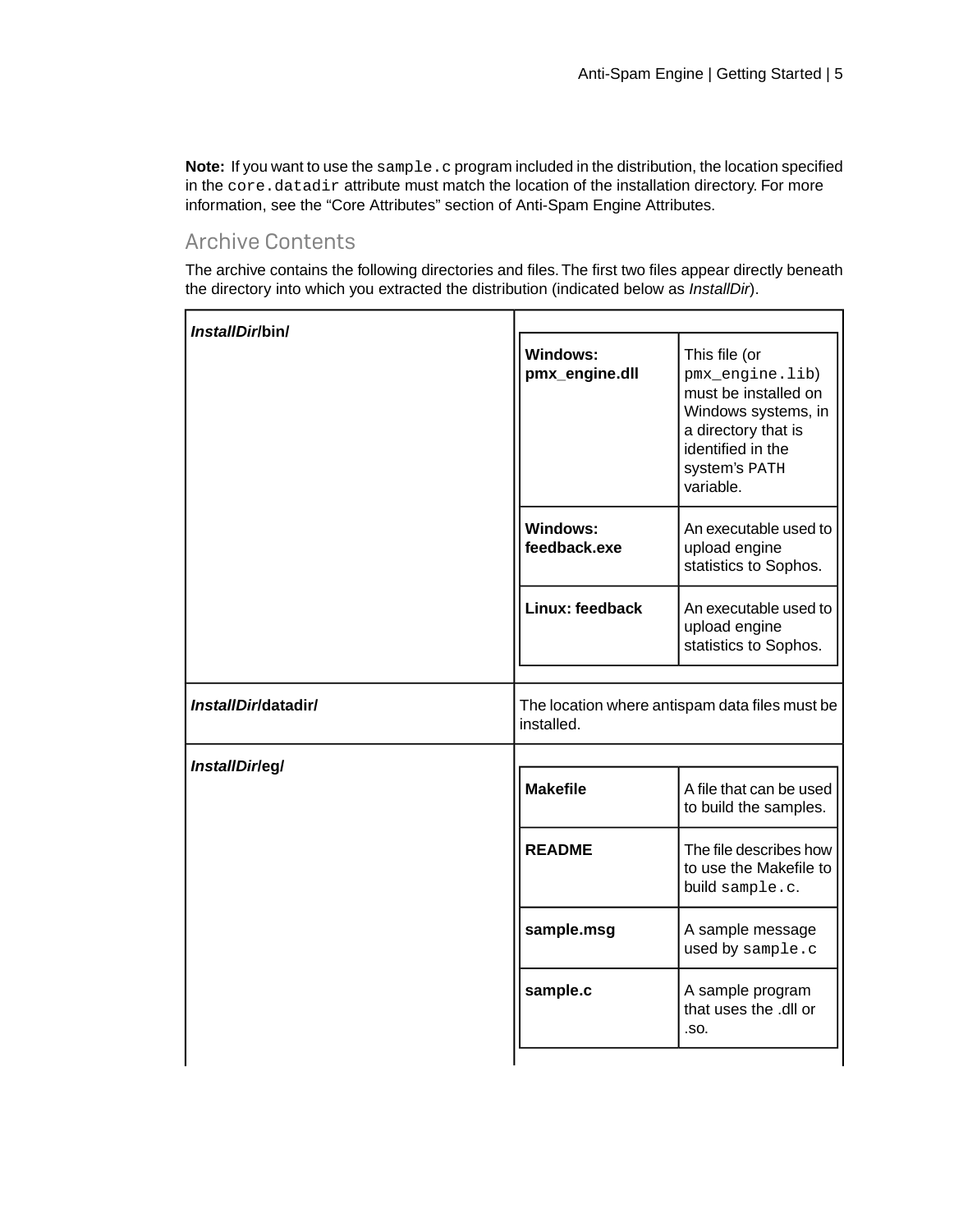**Note:** If you want to use the `sample.c` program included in the distribution, the location specified in the `core.datadir` attribute must match the location of the installation directory. For more information, see the "Core Attributes" section of Anti-Spam Engine Attributes.

## Archive Contents

The archive contains the following directories and files. The first two files appear directly beneath the directory into which you extracted the distribution (indicated below as *InstallDir*).

| Directory | File | Description |
|---|---|---|
| ***InstallDir*/bin/** | **Windows: pmx_engine.dll** | This file (or `pmx_engine.lib`) must be installed on Windows systems, in a directory that is identified in the system's `PATH` variable. |
| | **Windows: feedback.exe** | An executable used to upload engine statistics to Sophos. |
| | **Linux: feedback** | An executable used to upload engine statistics to Sophos. |
| ***InstallDir*/datadir/** | The location where antispam data files must be installed. | |
| ***InstallDir*/eg/** | **Makefile** | A file that can be used to build the samples. |
| | **README** | The file describes how to use the Makefile to build `sample.c`. |
| | **sample.msg** | A sample message used by `sample.c` |
| | **sample.c** | A sample program that uses the .dll or .so. |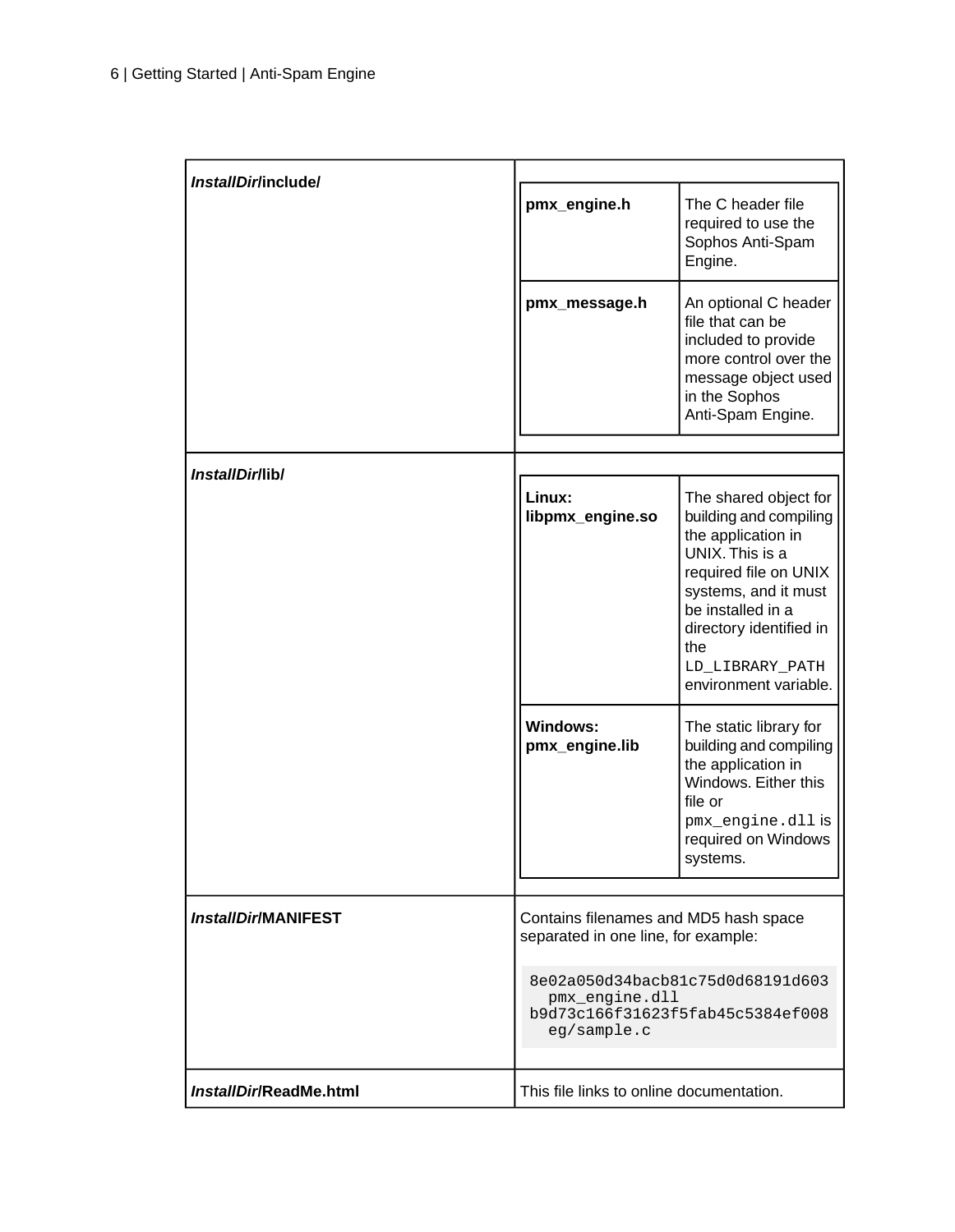| | |
|---|---|
| ***InstallDir*/include/** | **pmx_engine.h**: The C header file required to use the Sophos Anti-Spam Engine.<br><br>**pmx_message.h**: An optional C header file that can be included to provide more control over the message object used in the Sophos Anti-Spam Engine. |
| ***InstallDir*/lib/** | **Linux: libpmx_engine.so**: The shared object for building and compiling the application in UNIX. This is a required file on UNIX systems, and it must be installed in a directory identified in the `LD_LIBRARY_PATH` environment variable.<br><br>**Windows: pmx_engine.lib**: The static library for building and compiling the application in Windows. Either this file or `pmx_engine.dll` is required on Windows systems. |
| ***InstallDir*/MANIFEST** | Contains filenames and MD5 hash space separated in one line, for example:<br><br>`8e02a050d34bacb81c75d0d68191d603 pmx_engine.dll`<br>`b9d73c166f31623f5fab45c5384ef008 eg/sample.c` |
| ***InstallDir*/ReadMe.html** | This file links to online documentation. |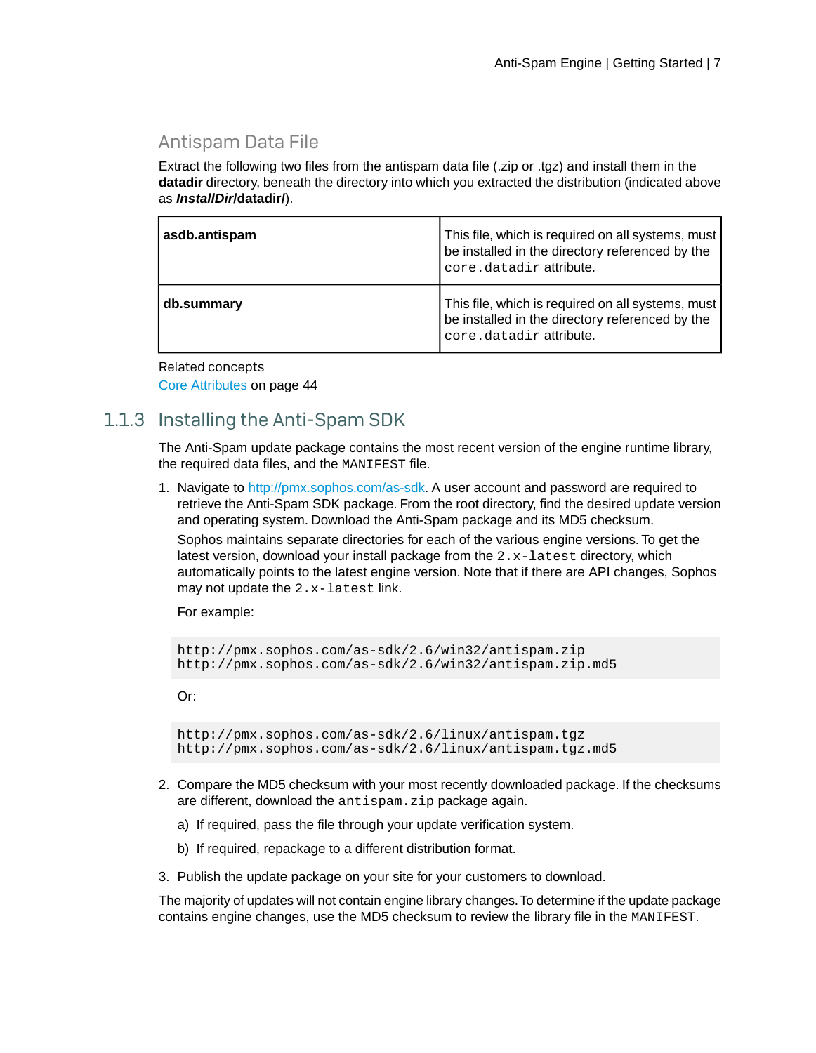### Antispam Data File

Extract the following two files from the antispam data file (.zip or .tgz) and install them in the **datadir** directory, beneath the directory into which you extracted the distribution (indicated above as ***InstallDir*/datadir/**).

| | |
|---|---|
| **asdb.antispam** | This file, which is required on all systems, must be installed in the directory referenced by the `core.datadir` attribute. |
| **db.summary** | This file, which is required on all systems, must be installed in the directory referenced by the `core.datadir` attribute. |

Related concepts
Core Attributes on page 44

## 1.1.3 Installing the Anti-Spam SDK

The Anti-Spam update package contains the most recent version of the engine runtime library, the required data files, and the `MANIFEST` file.

1. Navigate to http://pmx.sophos.com/as-sdk. A user account and password are required to retrieve the Anti-Spam SDK package. From the root directory, find the desired update version and operating system. Download the Anti-Spam package and its MD5 checksum.

   Sophos maintains separate directories for each of the various engine versions. To get the latest version, download your install package from the `2.x-latest` directory, which automatically points to the latest engine version. Note that if there are API changes, Sophos may not update the `2.x-latest` link.

   For example:

   ```
   http://pmx.sophos.com/as-sdk/2.6/win32/antispam.zip
   http://pmx.sophos.com/as-sdk/2.6/win32/antispam.zip.md5
   ```

   Or:

   ```
   http://pmx.sophos.com/as-sdk/2.6/linux/antispam.tgz
   http://pmx.sophos.com/as-sdk/2.6/linux/antispam.tgz.md5
   ```

2. Compare the MD5 checksum with your most recently downloaded package. If the checksums are different, download the `antispam.zip` package again.
   a) If required, pass the file through your update verification system.
   b) If required, repackage to a different distribution format.
3. Publish the update package on your site for your customers to download.

The majority of updates will not contain engine library changes. To determine if the update package contains engine changes, use the MD5 checksum to review the library file in the `MANIFEST`.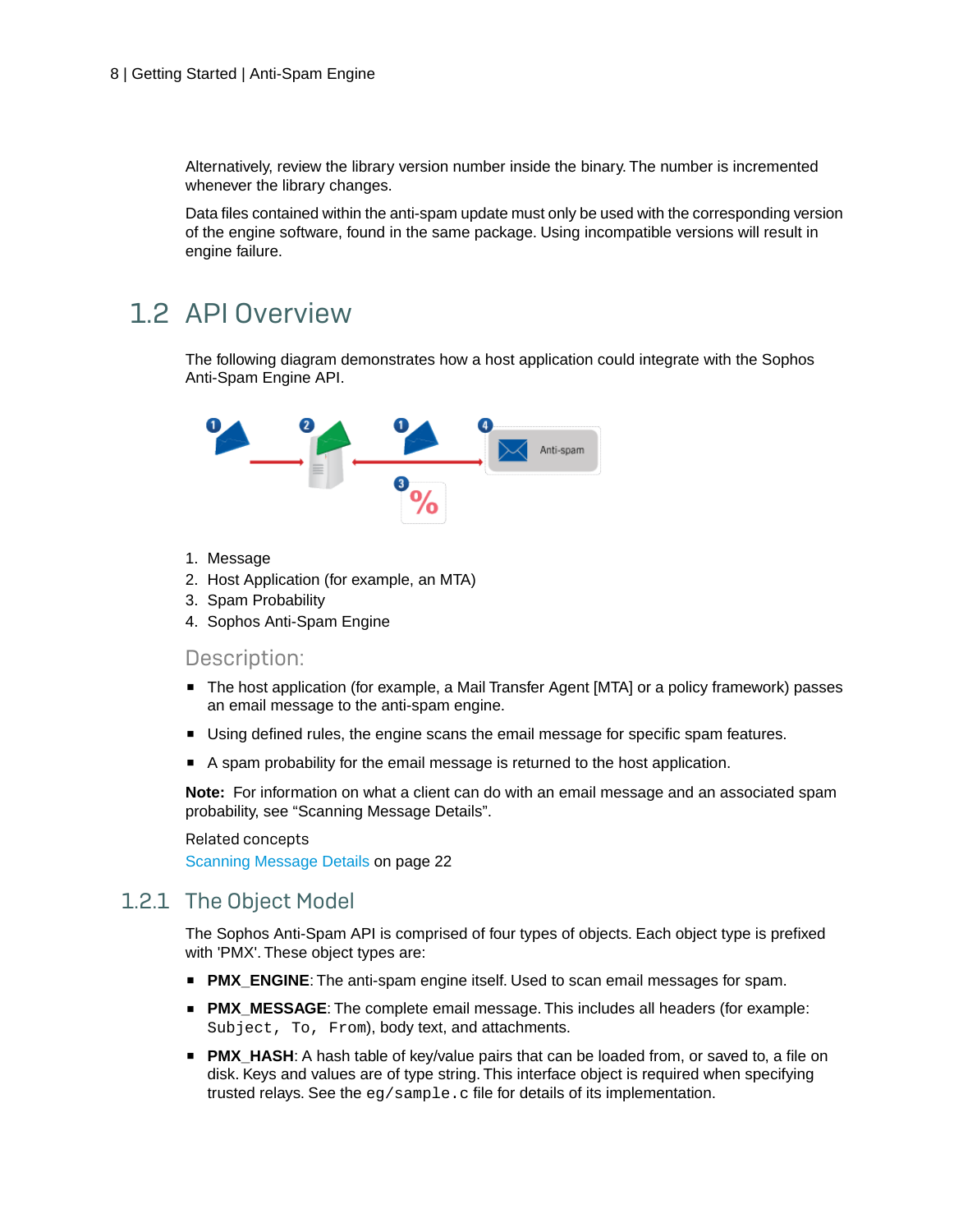Alternatively, review the library version number inside the binary. The number is incremented whenever the library changes.

Data files contained within the anti-spam update must only be used with the corresponding version of the engine software, found in the same package. Using incompatible versions will result in engine failure.

## 1.2 API Overview

The following diagram demonstrates how a host application could integrate with the Sophos Anti-Spam Engine API.

1. Message
2. Host Application (for example, an MTA)
3. Spam Probability
4. Sophos Anti-Spam Engine

### Description:

- The host application (for example, a Mail Transfer Agent [MTA] or a policy framework) passes an email message to the anti-spam engine.
- Using defined rules, the engine scans the email message for specific spam features.
- A spam probability for the email message is returned to the host application.

**Note:** For information on what a client can do with an email message and an associated spam probability, see “Scanning Message Details”.

Related concepts
Scanning Message Details on page 22

### 1.2.1 The Object Model

The Sophos Anti-Spam API is comprised of four types of objects. Each object type is prefixed with 'PMX'. These object types are:

- **PMX_ENGINE**: The anti-spam engine itself. Used to scan email messages for spam.
- **PMX_MESSAGE**: The complete email message. This includes all headers (for example: `Subject, To, From`), body text, and attachments.
- **PMX_HASH**: A hash table of key/value pairs that can be loaded from, or saved to, a file on disk. Keys and values are of type string. This interface object is required when specifying trusted relays. See the `eg/sample.c` file for details of its implementation.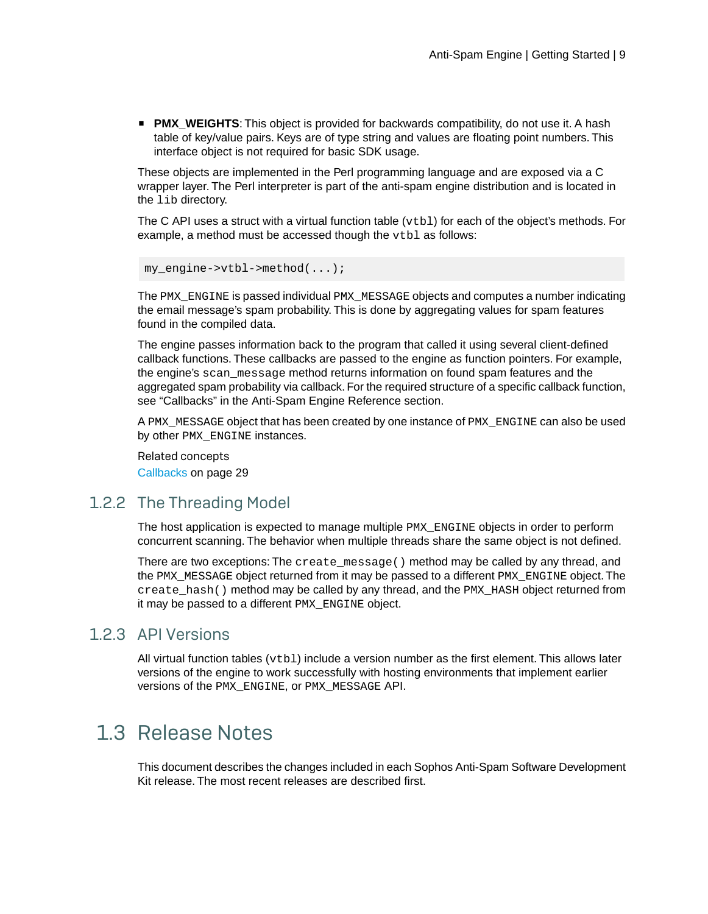- **PMX_WEIGHTS**: This object is provided for backwards compatibility, do not use it. A hash table of key/value pairs. Keys are of type string and values are floating point numbers. This interface object is not required for basic SDK usage.

These objects are implemented in the Perl programming language and are exposed via a C wrapper layer. The Perl interpreter is part of the anti-spam engine distribution and is located in the `lib` directory.

The C API uses a struct with a virtual function table (`vtbl`) for each of the object's methods. For example, a method must be accessed though the `vtbl` as follows:

```
my_engine->vtbl->method(...);
```

The `PMX_ENGINE` is passed individual `PMX_MESSAGE` objects and computes a number indicating the email message's spam probability. This is done by aggregating values for spam features found in the compiled data.

The engine passes information back to the program that called it using several client-defined callback functions. These callbacks are passed to the engine as function pointers. For example, the engine's `scan_message` method returns information on found spam features and the aggregated spam probability via callback. For the required structure of a specific callback function, see "Callbacks" in the Anti-Spam Engine Reference section.

A `PMX_MESSAGE` object that has been created by one instance of `PMX_ENGINE` can also be used by other `PMX_ENGINE` instances.

Related concepts

Callbacks on page 29

### 1.2.2 The Threading Model

The host application is expected to manage multiple `PMX_ENGINE` objects in order to perform concurrent scanning. The behavior when multiple threads share the same object is not defined.

There are two exceptions: The `create_message()` method may be called by any thread, and the `PMX_MESSAGE` object returned from it may be passed to a different `PMX_ENGINE` object. The `create_hash()` method may be called by any thread, and the `PMX_HASH` object returned from it may be passed to a different `PMX_ENGINE` object.

### 1.2.3 API Versions

All virtual function tables (`vtbl`) include a version number as the first element. This allows later versions of the engine to work successfully with hosting environments that implement earlier versions of the `PMX_ENGINE`, or `PMX_MESSAGE` API.

## 1.3 Release Notes

This document describes the changes included in each Sophos Anti-Spam Software Development Kit release. The most recent releases are described first.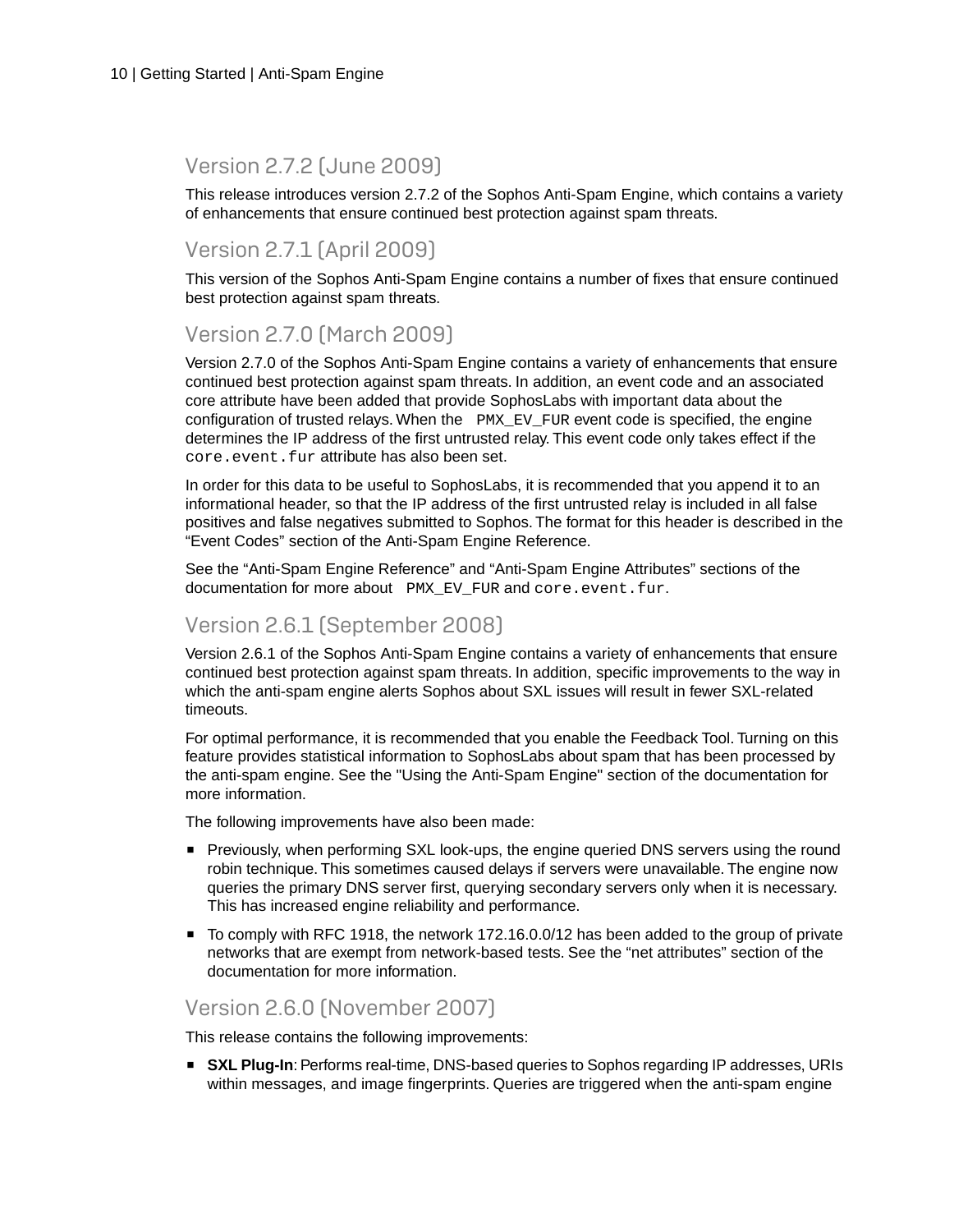## Version 2.7.2 (June 2009)

This release introduces version 2.7.2 of the Sophos Anti-Spam Engine, which contains a variety of enhancements that ensure continued best protection against spam threats.

## Version 2.7.1 (April 2009)

This version of the Sophos Anti-Spam Engine contains a number of fixes that ensure continued best protection against spam threats.

## Version 2.7.0 (March 2009)

Version 2.7.0 of the Sophos Anti-Spam Engine contains a variety of enhancements that ensure continued best protection against spam threats. In addition, an event code and an associated core attribute have been added that provide SophosLabs with important data about the configuration of trusted relays. When the `PMX_EV_FUR` event code is specified, the engine determines the IP address of the first untrusted relay. This event code only takes effect if the `core.event.fur` attribute has also been set.

In order for this data to be useful to SophosLabs, it is recommended that you append it to an informational header, so that the IP address of the first untrusted relay is included in all false positives and false negatives submitted to Sophos. The format for this header is described in the “Event Codes” section of the Anti-Spam Engine Reference.

See the “Anti-Spam Engine Reference” and “Anti-Spam Engine Attributes” sections of the documentation for more about `PMX_EV_FUR` and `core.event.fur`.

## Version 2.6.1 (September 2008)

Version 2.6.1 of the Sophos Anti-Spam Engine contains a variety of enhancements that ensure continued best protection against spam threats. In addition, specific improvements to the way in which the anti-spam engine alerts Sophos about SXL issues will result in fewer SXL-related timeouts.

For optimal performance, it is recommended that you enable the Feedback Tool. Turning on this feature provides statistical information to SophosLabs about spam that has been processed by the anti-spam engine. See the "Using the Anti-Spam Engine" section of the documentation for more information.

The following improvements have also been made:

- Previously, when performing SXL look-ups, the engine queried DNS servers using the round robin technique. This sometimes caused delays if servers were unavailable. The engine now queries the primary DNS server first, querying secondary servers only when it is necessary. This has increased engine reliability and performance.
- To comply with RFC 1918, the network 172.16.0.0/12 has been added to the group of private networks that are exempt from network-based tests. See the “net attributes” section of the documentation for more information.

## Version 2.6.0 (November 2007)

This release contains the following improvements:

- **SXL Plug-In**: Performs real-time, DNS-based queries to Sophos regarding IP addresses, URIs within messages, and image fingerprints. Queries are triggered when the anti-spam engine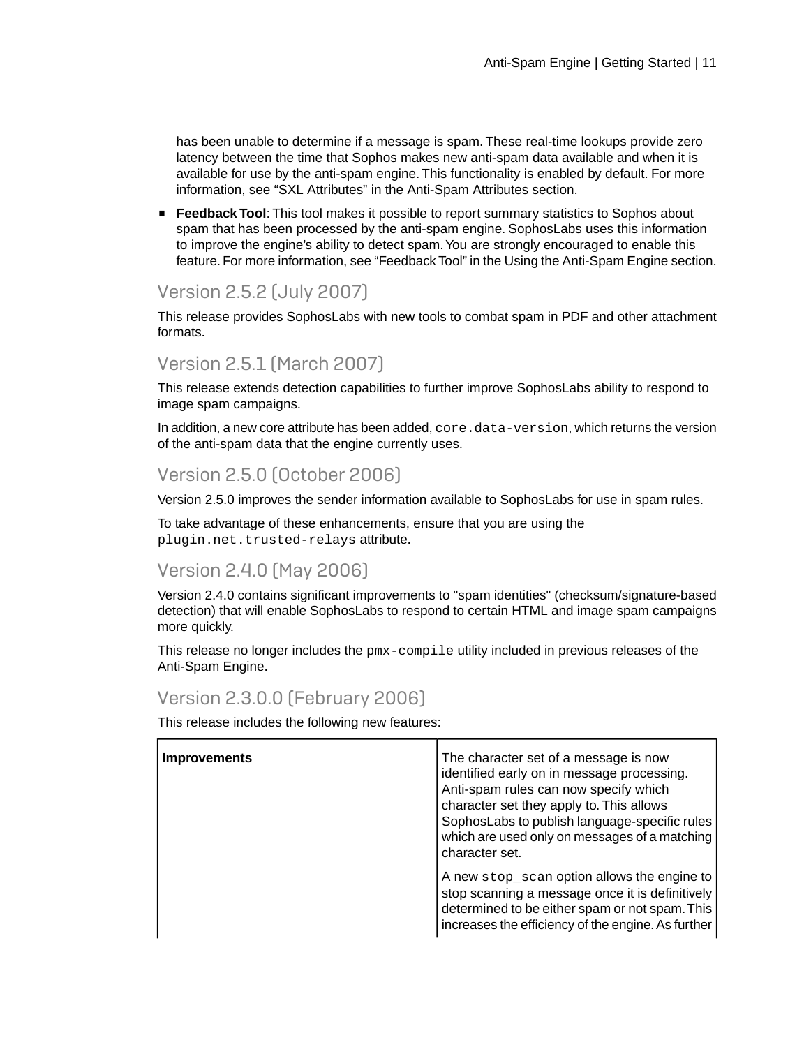has been unable to determine if a message is spam. These real-time lookups provide zero latency between the time that Sophos makes new anti-spam data available and when it is available for use by the anti-spam engine. This functionality is enabled by default. For more information, see “SXL Attributes” in the Anti-Spam Attributes section.

- **Feedback Tool**: This tool makes it possible to report summary statistics to Sophos about spam that has been processed by the anti-spam engine. SophosLabs uses this information to improve the engine’s ability to detect spam. You are strongly encouraged to enable this feature. For more information, see “Feedback Tool” in the Using the Anti-Spam Engine section.

## Version 2.5.2 (July 2007)

This release provides SophosLabs with new tools to combat spam in PDF and other attachment formats.

## Version 2.5.1 (March 2007)

This release extends detection capabilities to further improve SophosLabs ability to respond to image spam campaigns.

In addition, a new core attribute has been added, `core.data-version`, which returns the version of the anti-spam data that the engine currently uses.

## Version 2.5.0 (October 2006)

Version 2.5.0 improves the sender information available to SophosLabs for use in spam rules.

To take advantage of these enhancements, ensure that you are using the `plugin.net.trusted-relays` attribute.

## Version 2.4.0 (May 2006)

Version 2.4.0 contains significant improvements to "spam identities" (checksum/signature-based detection) that will enable SophosLabs to respond to certain HTML and image spam campaigns more quickly.

This release no longer includes the `pmx-compile` utility included in previous releases of the Anti-Spam Engine.

## Version 2.3.0.0 (February 2006)

This release includes the following new features:

| **Improvements** | The character set of a message is now identified early on in message processing. Anti-spam rules can now specify which character set they apply to. This allows SophosLabs to publish language-specific rules which are used only on messages of a matching character set.<br><br>A new `stop_scan` option allows the engine to stop scanning a message once it is definitively determined to be either spam or not spam. This increases the efficiency of the engine. As further |
|---|---|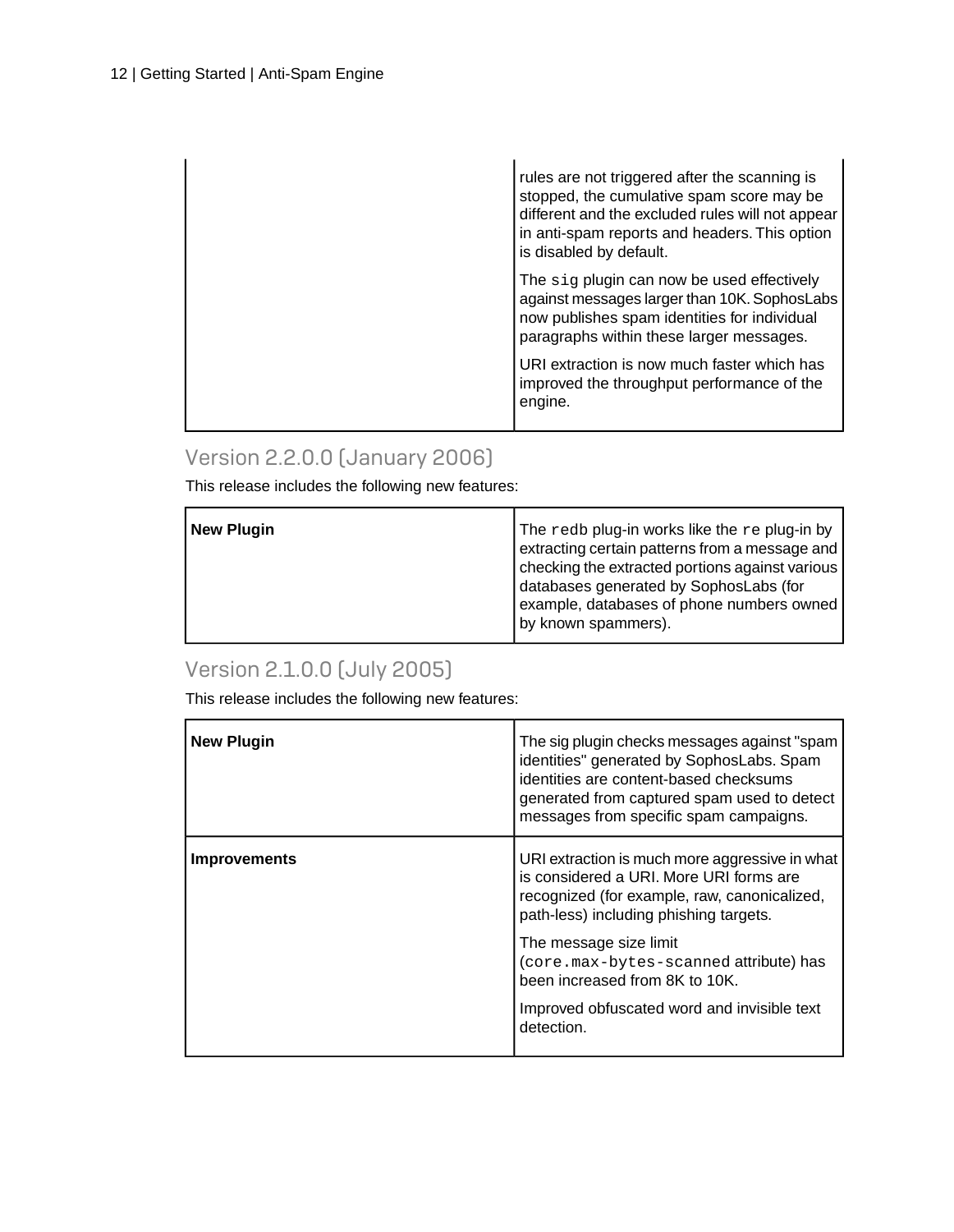| | |
|---|---|
| | rules are not triggered after the scanning is stopped, the cumulative spam score may be different and the excluded rules will not appear in anti-spam reports and headers. This option is disabled by default.<br><br>The `sig` plugin can now be used effectively against messages larger than 10K. SophosLabs now publishes spam identities for individual paragraphs within these larger messages.<br><br>URI extraction is now much faster which has improved the throughput performance of the engine. |

## Version 2.2.0.0 (January 2006)

This release includes the following new features:

| | |
|---|---|
| **New Plugin** | The `redb` plug-in works like the `re` plug-in by extracting certain patterns from a message and checking the extracted portions against various databases generated by SophosLabs (for example, databases of phone numbers owned by known spammers). |

## Version 2.1.0.0 (July 2005)

This release includes the following new features:

| | |
|---|---|
| **New Plugin** | The sig plugin checks messages against "spam identities" generated by SophosLabs. Spam identities are content-based checksums generated from captured spam used to detect messages from specific spam campaigns. |
| **Improvements** | URI extraction is much more aggressive in what is considered a URI. More URI forms are recognized (for example, raw, canonicalized, path-less) including phishing targets.<br><br>The message size limit (`core.max-bytes-scanned` attribute) has been increased from 8K to 10K.<br><br>Improved obfuscated word and invisible text detection. |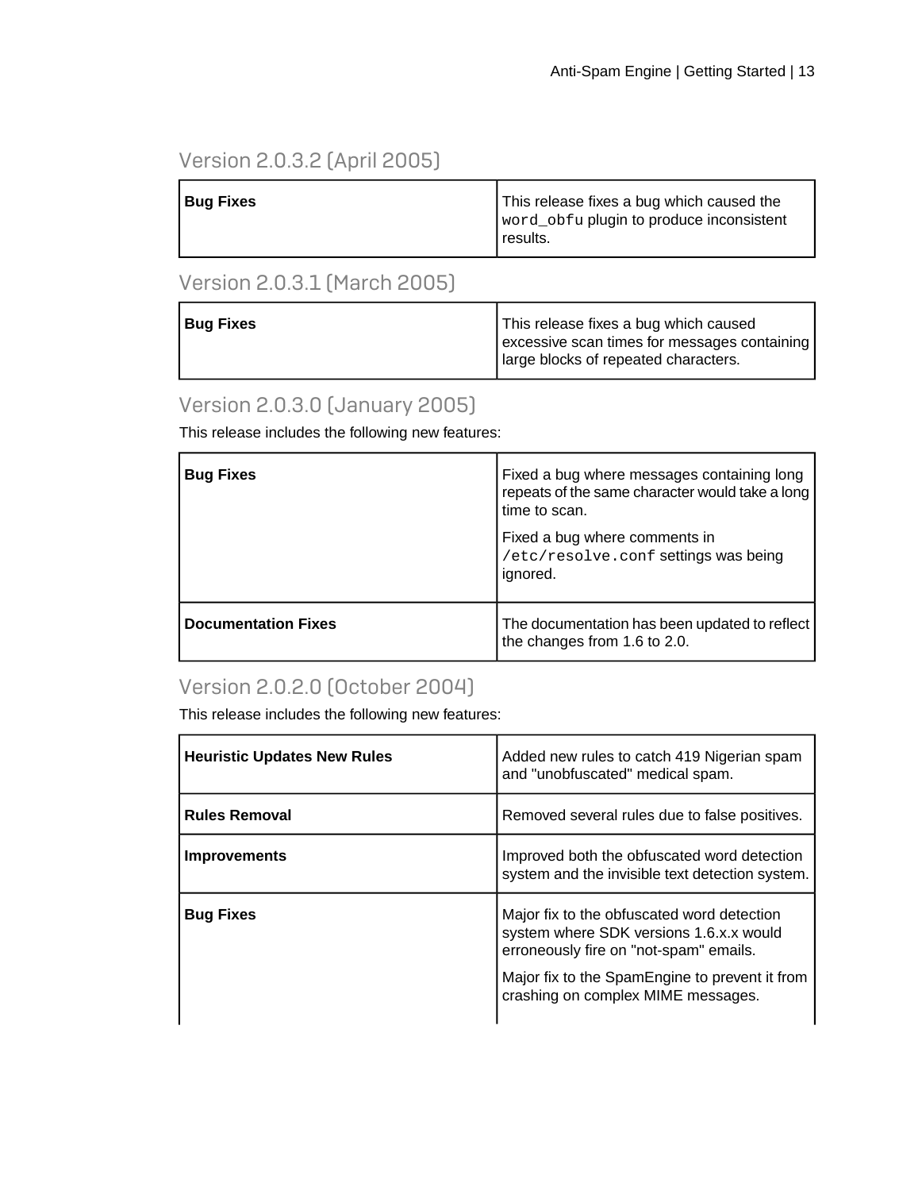## Version 2.0.3.2 (April 2005)

| Bug Fixes | This release fixes a bug which caused the `word_obfu` plugin to produce inconsistent results. |
|---|---|

## Version 2.0.3.1 (March 2005)

| Bug Fixes | This release fixes a bug which caused excessive scan times for messages containing large blocks of repeated characters. |
|---|---|

## Version 2.0.3.0 (January 2005)

This release includes the following new features:

| Bug Fixes | Fixed a bug where messages containing long repeats of the same character would take a long time to scan.<br><br>Fixed a bug where comments in `/etc/resolve.conf` settings was being ignored. |
|---|---|
| **Documentation Fixes** | The documentation has been updated to reflect the changes from 1.6 to 2.0. |

## Version 2.0.2.0 (October 2004)

This release includes the following new features:

| Heuristic Updates New Rules | Added new rules to catch 419 Nigerian spam and "unobfuscated" medical spam. |
|---|---|
| **Rules Removal** | Removed several rules due to false positives. |
| **Improvements** | Improved both the obfuscated word detection system and the invisible text detection system. |
| **Bug Fixes** | Major fix to the obfuscated word detection system where SDK versions 1.6.x.x would erroneously fire on "not-spam" emails.<br><br>Major fix to the SpamEngine to prevent it from crashing on complex MIME messages. |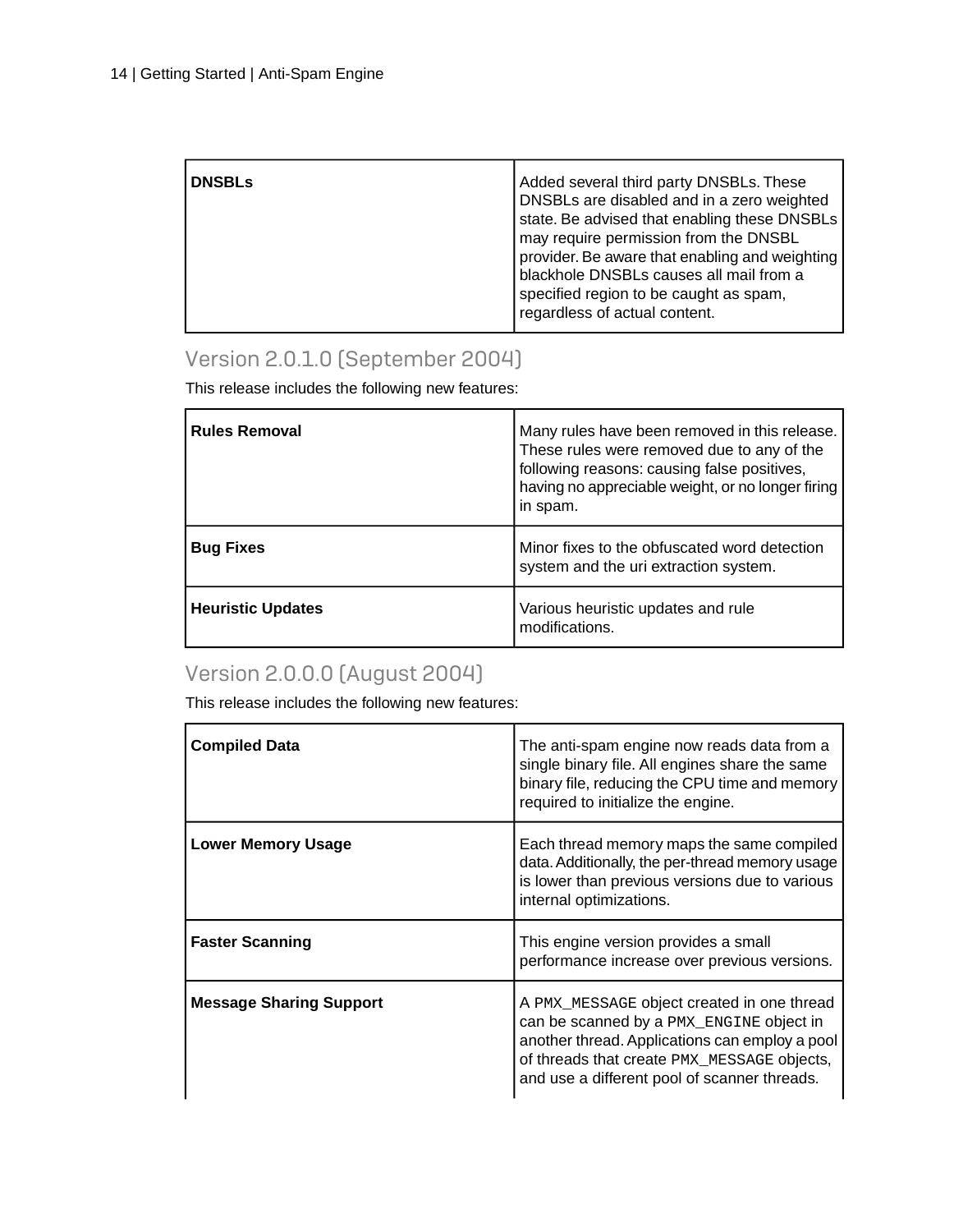| | |
|---|---|
| **DNSBLs** | Added several third party DNSBLs. These DNSBLs are disabled and in a zero weighted state. Be advised that enabling these DNSBLs may require permission from the DNSBL provider. Be aware that enabling and weighting blackhole DNSBLs causes all mail from a specified region to be caught as spam, regardless of actual content. |

## Version 2.0.1.0 (September 2004)

This release includes the following new features:

| | |
|---|---|
| **Rules Removal** | Many rules have been removed in this release. These rules were removed due to any of the following reasons: causing false positives, having no appreciable weight, or no longer firing in spam. |
| **Bug Fixes** | Minor fixes to the obfuscated word detection system and the uri extraction system. |
| **Heuristic Updates** | Various heuristic updates and rule modifications. |

## Version 2.0.0.0 (August 2004)

This release includes the following new features:

| | |
|---|---|
| **Compiled Data** | The anti-spam engine now reads data from a single binary file. All engines share the same binary file, reducing the CPU time and memory required to initialize the engine. |
| **Lower Memory Usage** | Each thread memory maps the same compiled data. Additionally, the per-thread memory usage is lower than previous versions due to various internal optimizations. |
| **Faster Scanning** | This engine version provides a small performance increase over previous versions. |
| **Message Sharing Support** | A `PMX_MESSAGE` object created in one thread can be scanned by a `PMX_ENGINE` object in another thread. Applications can employ a pool of threads that create `PMX_MESSAGE` objects, and use a different pool of scanner threads. |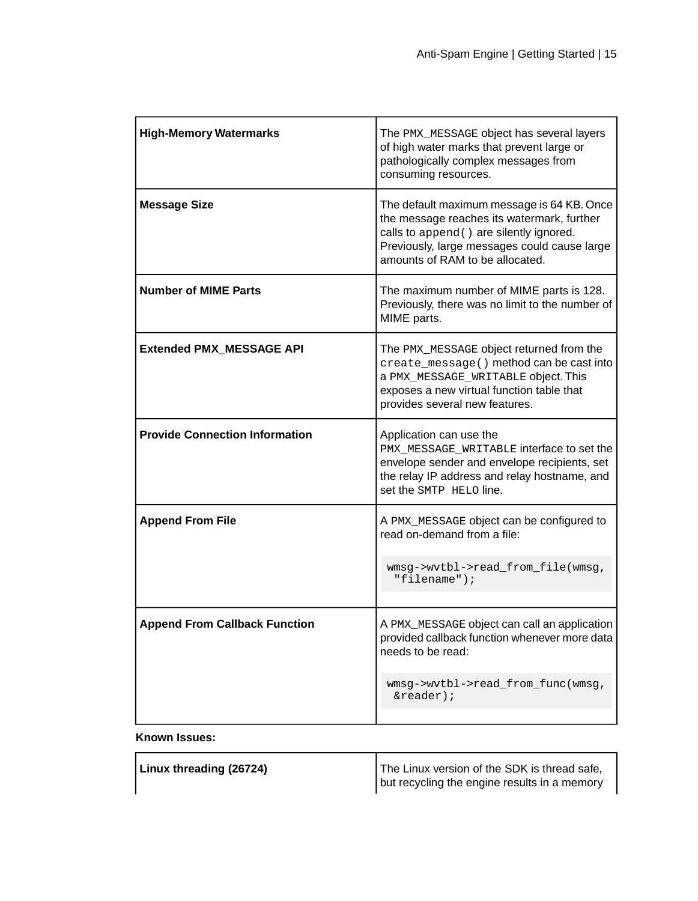| | |
|---|---|
| **High-Memory Watermarks** | The `PMX_MESSAGE` object has several layers of high water marks that prevent large or pathologically complex messages from consuming resources. |
| **Message Size** | The default maximum message is 64 KB. Once the message reaches its watermark, further calls to `append()` are silently ignored. Previously, large messages could cause large amounts of RAM to be allocated. |
| **Number of MIME Parts** | The maximum number of MIME parts is 128. Previously, there was no limit to the number of MIME parts. |
| **Extended PMX_MESSAGE API** | The `PMX_MESSAGE` object returned from the `create_message()` method can be cast into a `PMX_MESSAGE_WRITABLE` object. This exposes a new virtual function table that provides several new features. |
| **Provide Connection Information** | Application can use the `PMX_MESSAGE_WRITABLE` interface to set the envelope sender and envelope recipients, set the relay IP address and relay hostname, and set the `SMTP HELO` line. |
| **Append From File** | A `PMX_MESSAGE` object can be configured to read on-demand from a file: `wmsg->wvtbl->read_from_file(wmsg, "filename");` |
| **Append From Callback Function** | A `PMX_MESSAGE` object can call an application provided callback function whenever more data needs to be read: `wmsg->wvtbl->read_from_func(wmsg, &reader);` |

**Known Issues:**

| | |
|---|---|
| **Linux threading (26724)** | The Linux version of the SDK is thread safe, but recycling the engine results in a memory |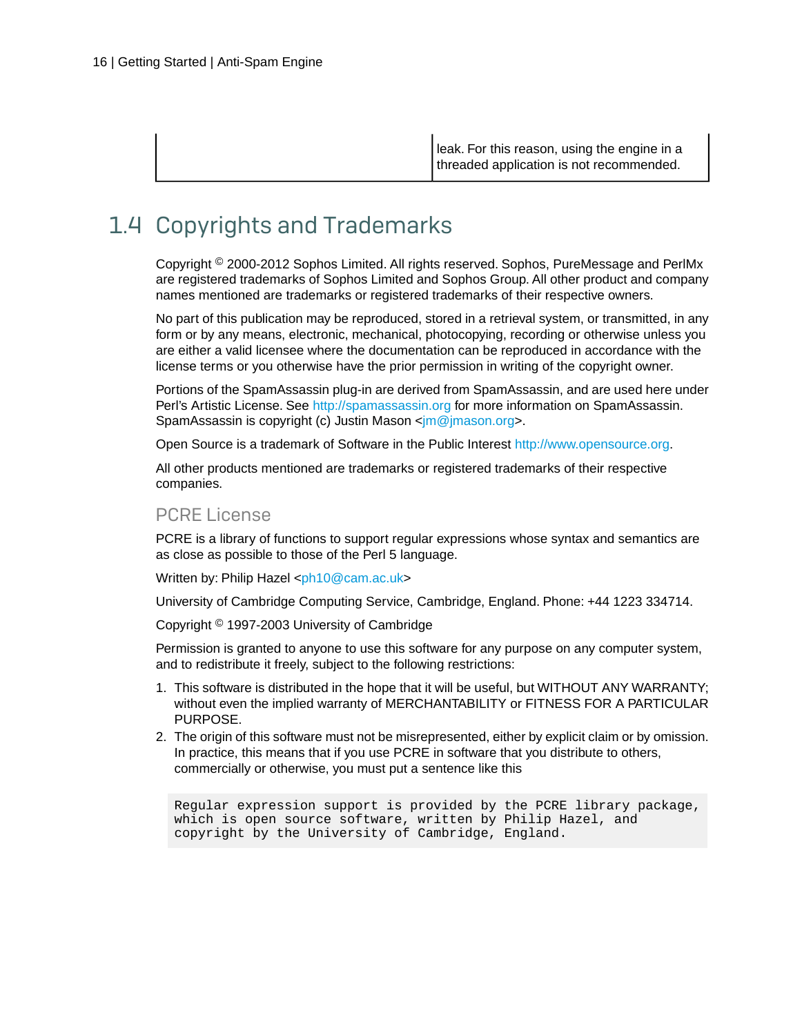| | leak. For this reason, using the engine in a threaded application is not recommended. |
|---|---|

## 1.4 Copyrights and Trademarks

Copyright © 2000-2012 Sophos Limited. All rights reserved. Sophos, PureMessage and PerlMx are registered trademarks of Sophos Limited and Sophos Group. All other product and company names mentioned are trademarks or registered trademarks of their respective owners.

No part of this publication may be reproduced, stored in a retrieval system, or transmitted, in any form or by any means, electronic, mechanical, photocopying, recording or otherwise unless you are either a valid licensee where the documentation can be reproduced in accordance with the license terms or you otherwise have the prior permission in writing of the copyright owner.

Portions of the SpamAssassin plug-in are derived from SpamAssassin, and are used here under Perl's Artistic License. See http://spamassassin.org for more information on SpamAssassin. SpamAssassin is copyright (c) Justin Mason <jm@jmason.org>.

Open Source is a trademark of Software in the Public Interest http://www.opensource.org.

All other products mentioned are trademarks or registered trademarks of their respective companies.

### PCRE License

PCRE is a library of functions to support regular expressions whose syntax and semantics are as close as possible to those of the Perl 5 language.

Written by: Philip Hazel <ph10@cam.ac.uk>

University of Cambridge Computing Service, Cambridge, England. Phone: +44 1223 334714.

Copyright © 1997-2003 University of Cambridge

Permission is granted to anyone to use this software for any purpose on any computer system, and to redistribute it freely, subject to the following restrictions:

1. This software is distributed in the hope that it will be useful, but WITHOUT ANY WARRANTY; without even the implied warranty of MERCHANTABILITY or FITNESS FOR A PARTICULAR PURPOSE.
2. The origin of this software must not be misrepresented, either by explicit claim or by omission. In practice, this means that if you use PCRE in software that you distribute to others, commercially or otherwise, you must put a sentence like this

```
Regular expression support is provided by the PCRE library package,
which is open source software, written by Philip Hazel, and
copyright by the University of Cambridge, England.
```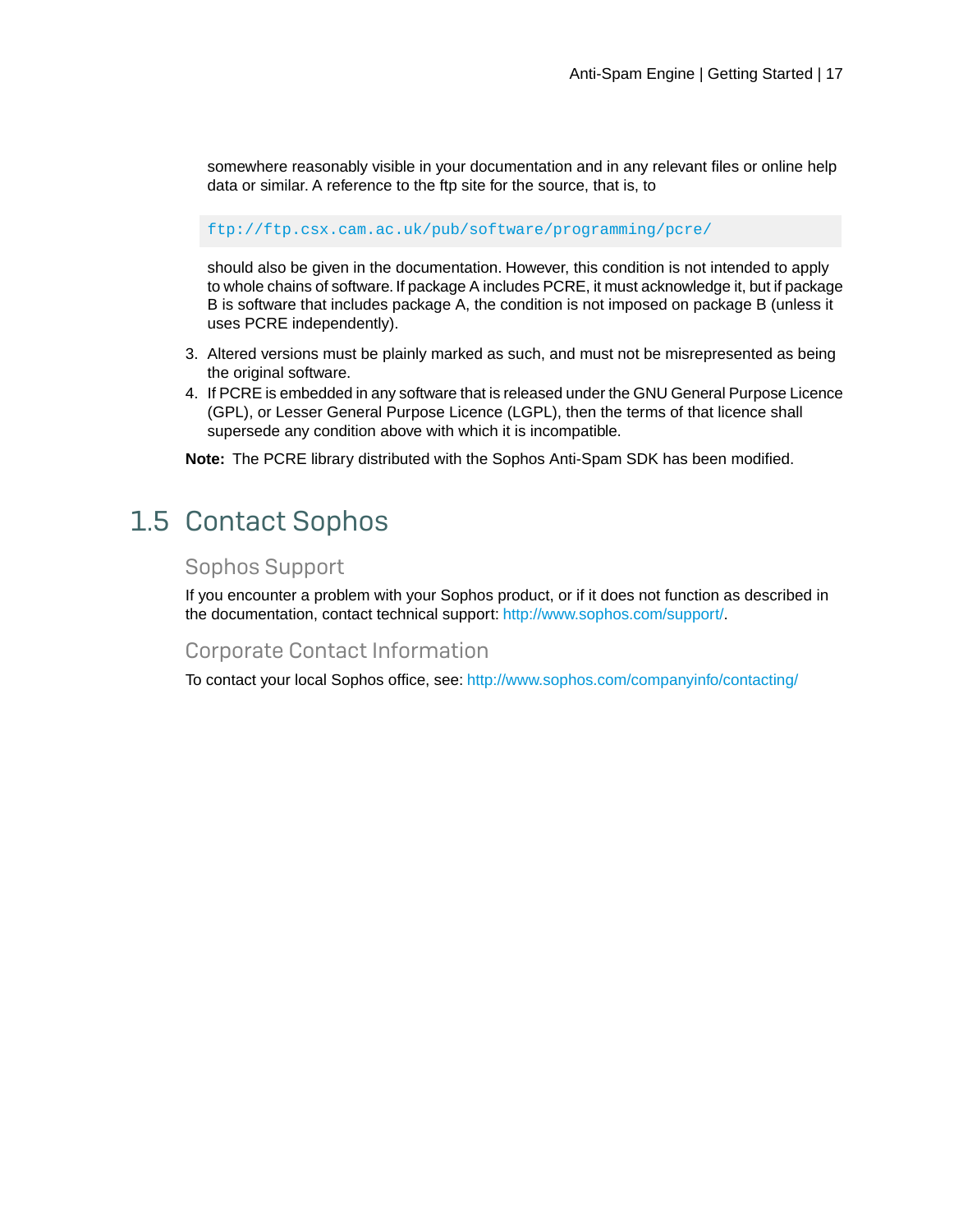somewhere reasonably visible in your documentation and in any relevant files or online help data or similar. A reference to the ftp site for the source, that is, to

```
ftp://ftp.csx.cam.ac.uk/pub/software/programming/pcre/
```

should also be given in the documentation. However, this condition is not intended to apply to whole chains of software. If package A includes PCRE, it must acknowledge it, but if package B is software that includes package A, the condition is not imposed on package B (unless it uses PCRE independently).

3. Altered versions must be plainly marked as such, and must not be misrepresented as being the original software.
4. If PCRE is embedded in any software that is released under the GNU General Purpose Licence (GPL), or Lesser General Purpose Licence (LGPL), then the terms of that licence shall supersede any condition above with which it is incompatible.

**Note:** The PCRE library distributed with the Sophos Anti-Spam SDK has been modified.

## 1.5 Contact Sophos

### Sophos Support

If you encounter a problem with your Sophos product, or if it does not function as described in the documentation, contact technical support: http://www.sophos.com/support/.

### Corporate Contact Information

To contact your local Sophos office, see: http://www.sophos.com/companyinfo/contacting/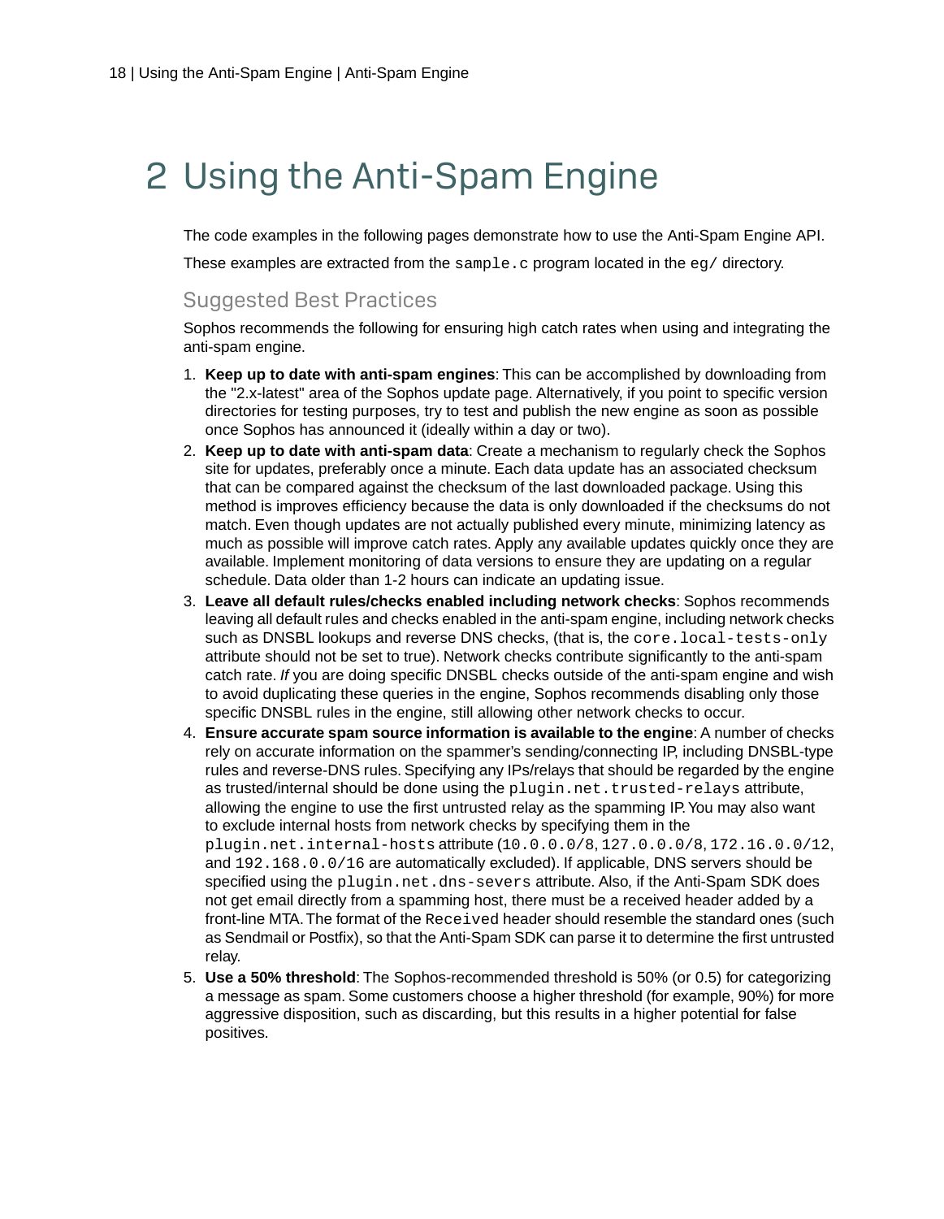# 2 Using the Anti-Spam Engine

The code examples in the following pages demonstrate how to use the Anti-Spam Engine API.

These examples are extracted from the `sample.c` program located in the `eg/` directory.

## Suggested Best Practices

Sophos recommends the following for ensuring high catch rates when using and integrating the anti-spam engine.

1. **Keep up to date with anti-spam engines**: This can be accomplished by downloading from the "2.x-latest" area of the Sophos update page. Alternatively, if you point to specific version directories for testing purposes, try to test and publish the new engine as soon as possible once Sophos has announced it (ideally within a day or two).
2. **Keep up to date with anti-spam data**: Create a mechanism to regularly check the Sophos site for updates, preferably once a minute. Each data update has an associated checksum that can be compared against the checksum of the last downloaded package. Using this method is improves efficiency because the data is only downloaded if the checksums do not match. Even though updates are not actually published every minute, minimizing latency as much as possible will improve catch rates. Apply any available updates quickly once they are available. Implement monitoring of data versions to ensure they are updating on a regular schedule. Data older than 1-2 hours can indicate an updating issue.
3. **Leave all default rules/checks enabled including network checks**: Sophos recommends leaving all default rules and checks enabled in the anti-spam engine, including network checks such as DNSBL lookups and reverse DNS checks, (that is, the `core.local-tests-only` attribute should not be set to true). Network checks contribute significantly to the anti-spam catch rate. *If* you are doing specific DNSBL checks outside of the anti-spam engine and wish to avoid duplicating these queries in the engine, Sophos recommends disabling only those specific DNSBL rules in the engine, still allowing other network checks to occur.
4. **Ensure accurate spam source information is available to the engine**: A number of checks rely on accurate information on the spammer's sending/connecting IP, including DNSBL-type rules and reverse-DNS rules. Specifying any IPs/relays that should be regarded by the engine as trusted/internal should be done using the `plugin.net.trusted-relays` attribute, allowing the engine to use the first untrusted relay as the spamming IP. You may also want to exclude internal hosts from network checks by specifying them in the `plugin.net.internal-hosts` attribute (`10.0.0.0/8`, `127.0.0.0/8`, `172.16.0.0/12`, and `192.168.0.0/16` are automatically excluded). If applicable, DNS servers should be specified using the `plugin.net.dns-severs` attribute. Also, if the Anti-Spam SDK does not get email directly from a spamming host, there must be a received header added by a front-line MTA. The format of the `Received` header should resemble the standard ones (such as Sendmail or Postfix), so that the Anti-Spam SDK can parse it to determine the first untrusted relay.
5. **Use a 50% threshold**: The Sophos-recommended threshold is 50% (or 0.5) for categorizing a message as spam. Some customers choose a higher threshold (for example, 90%) for more aggressive disposition, such as discarding, but this results in a higher potential for false positives.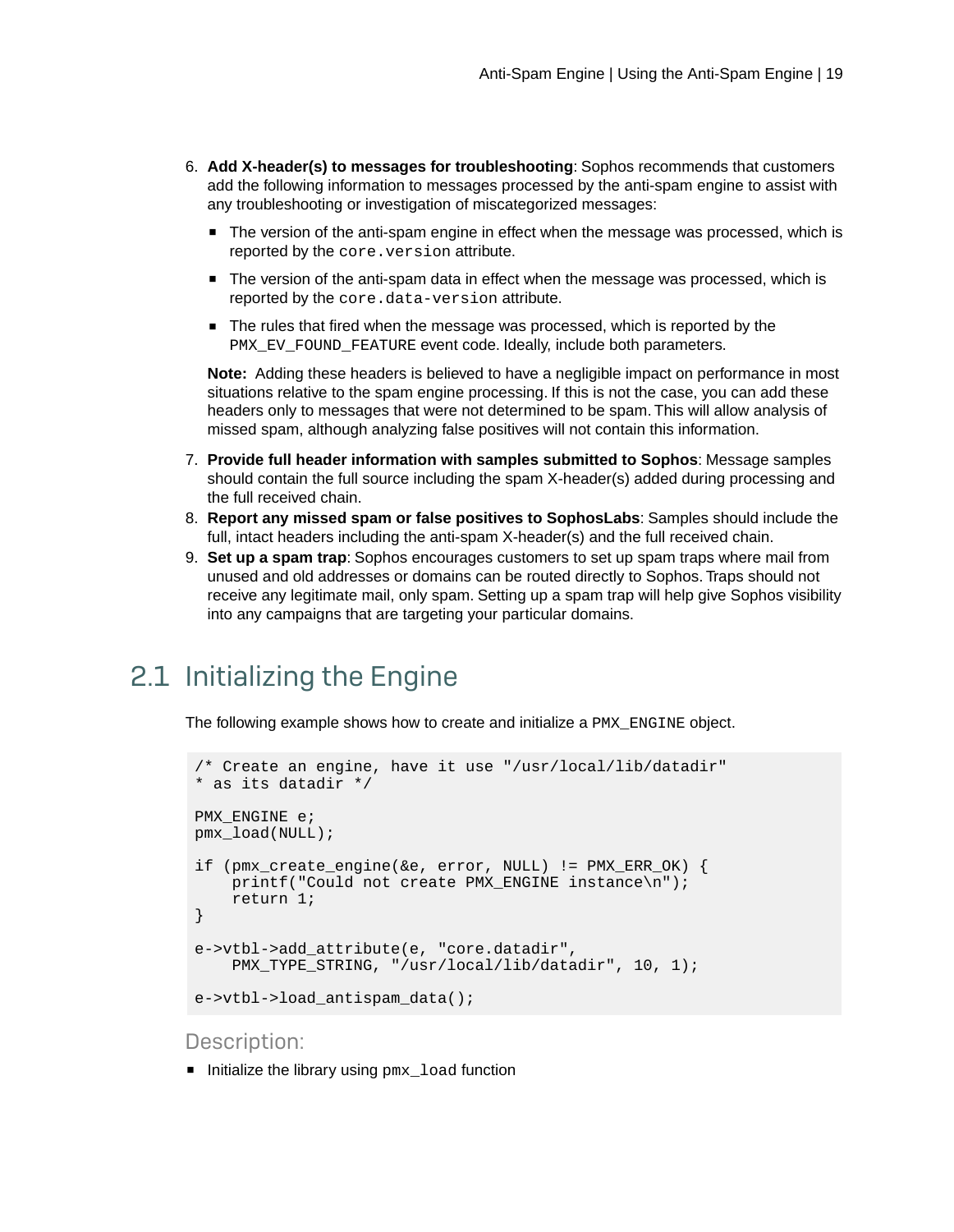6. **Add X-header(s) to messages for troubleshooting**: Sophos recommends that customers add the following information to messages processed by the anti-spam engine to assist with any troubleshooting or investigation of miscategorized messages:

   - The version of the anti-spam engine in effect when the message was processed, which is reported by the `core.version` attribute.
   - The version of the anti-spam data in effect when the message was processed, which is reported by the `core.data-version` attribute.
   - The rules that fired when the message was processed, which is reported by the `PMX_EV_FOUND_FEATURE` event code. Ideally, include both parameters.

   **Note:** Adding these headers is believed to have a negligible impact on performance in most situations relative to the spam engine processing. If this is not the case, you can add these headers only to messages that were not determined to be spam. This will allow analysis of missed spam, although analyzing false positives will not contain this information.

7. **Provide full header information with samples submitted to Sophos**: Message samples should contain the full source including the spam X-header(s) added during processing and the full received chain.
8. **Report any missed spam or false positives to SophosLabs**: Samples should include the full, intact headers including the anti-spam X-header(s) and the full received chain.
9. **Set up a spam trap**: Sophos encourages customers to set up spam traps where mail from unused and old addresses or domains can be routed directly to Sophos. Traps should not receive any legitimate mail, only spam. Setting up a spam trap will help give Sophos visibility into any campaigns that are targeting your particular domains.

## 2.1 Initializing the Engine

The following example shows how to create and initialize a `PMX_ENGINE` object.

```
/* Create an engine, have it use "/usr/local/lib/datadir"
* as its datadir */

PMX_ENGINE e;
pmx_load(NULL);

if (pmx_create_engine(&e, error, NULL) != PMX_ERR_OK) {
    printf("Could not create PMX_ENGINE instance\n");
    return 1;
}

e->vtbl->add_attribute(e, "core.datadir",
    PMX_TYPE_STRING, "/usr/local/lib/datadir", 10, 1);

e->vtbl->load_antispam_data();
```

### Description:

- Initialize the library using `pmx_load` function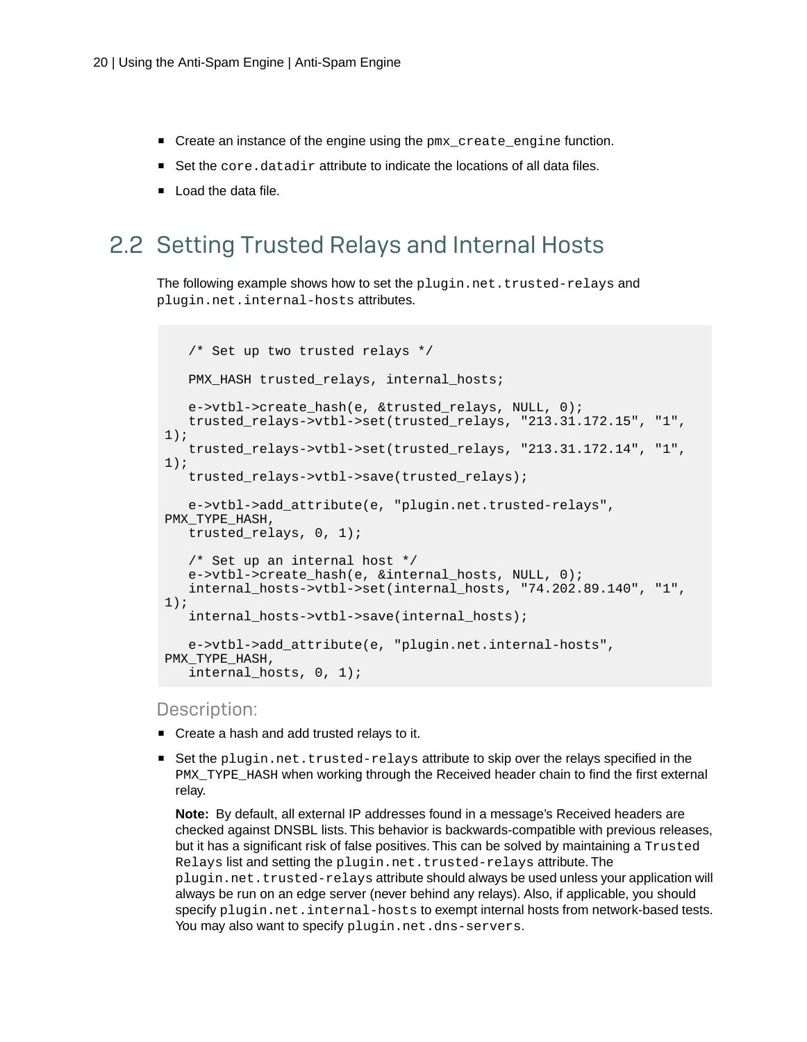- Create an instance of the engine using the `pmx_create_engine` function.
- Set the `core.datadir` attribute to indicate the locations of all data files.
- Load the data file.

## 2.2 Setting Trusted Relays and Internal Hosts

The following example shows how to set the `plugin.net.trusted-relays` and `plugin.net.internal-hosts` attributes.

```
   /* Set up two trusted relays */

   PMX_HASH trusted_relays, internal_hosts;

   e->vtbl->create_hash(e, &trusted_relays, NULL, 0);
   trusted_relays->vtbl->set(trusted_relays, "213.31.172.15", "1",
1);
   trusted_relays->vtbl->set(trusted_relays, "213.31.172.14", "1",
1);
   trusted_relays->vtbl->save(trusted_relays);

   e->vtbl->add_attribute(e, "plugin.net.trusted-relays",
PMX_TYPE_HASH,
   trusted_relays, 0, 1);

   /* Set up an internal host */
   e->vtbl->create_hash(e, &internal_hosts, NULL, 0);
   internal_hosts->vtbl->set(internal_hosts, "74.202.89.140", "1",
1);
   internal_hosts->vtbl->save(internal_hosts);

   e->vtbl->add_attribute(e, "plugin.net.internal-hosts",
PMX_TYPE_HASH,
   internal_hosts, 0, 1);
```

### Description:

- Create a hash and add trusted relays to it.
- Set the `plugin.net.trusted-relays` attribute to skip over the relays specified in the `PMX_TYPE_HASH` when working through the Received header chain to find the first external relay.

  **Note:** By default, all external IP addresses found in a message's Received headers are checked against DNSBL lists. This behavior is backwards-compatible with previous releases, but it has a significant risk of false positives. This can be solved by maintaining a `Trusted Relays` list and setting the `plugin.net.trusted-relays` attribute. The `plugin.net.trusted-relays` attribute should always be used unless your application will always be run on an edge server (never behind any relays). Also, if applicable, you should specify `plugin.net.internal-hosts` to exempt internal hosts from network-based tests. You may also want to specify `plugin.net.dns-servers`.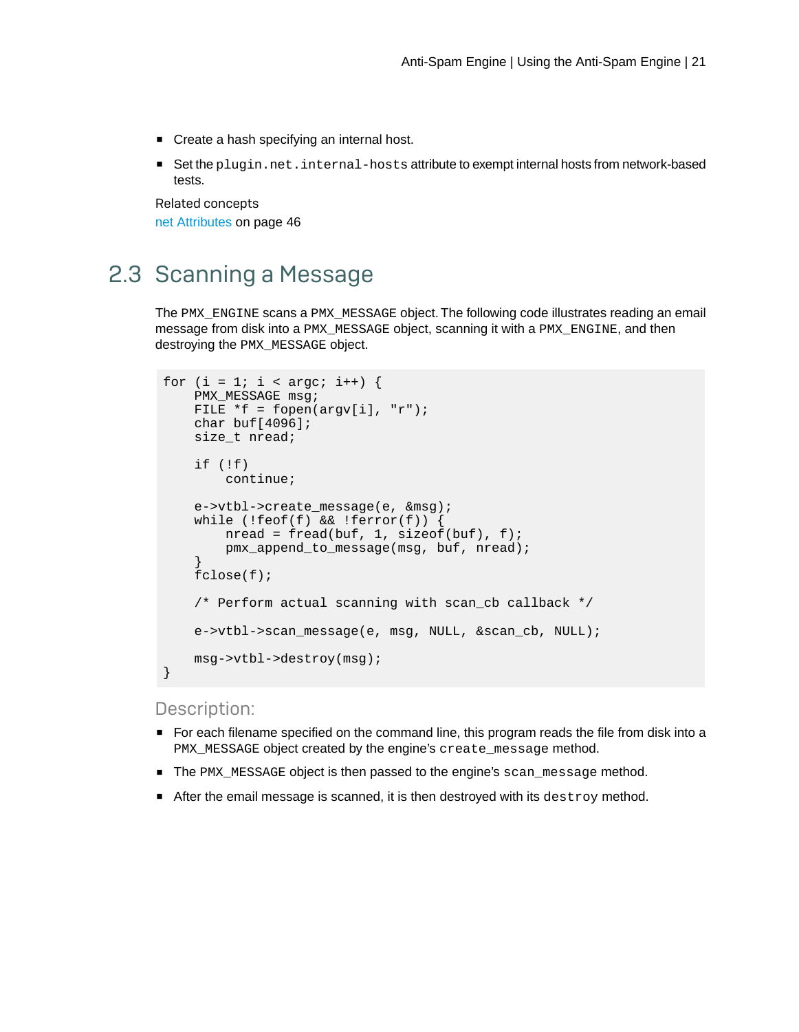- Create a hash specifying an internal host.
- Set the `plugin.net.internal-hosts` attribute to exempt internal hosts from network-based tests.

Related concepts

net Attributes on page 46

## 2.3 Scanning a Message

The `PMX_ENGINE` scans a `PMX_MESSAGE` object. The following code illustrates reading an email message from disk into a `PMX_MESSAGE` object, scanning it with a `PMX_ENGINE`, and then destroying the `PMX_MESSAGE` object.

```
for (i = 1; i < argc; i++) {
    PMX_MESSAGE msg;
    FILE *f = fopen(argv[i], "r");
    char buf[4096];
    size_t nread;

    if (!f)
        continue;

    e->vtbl->create_message(e, &msg);
    while (!feof(f) && !ferror(f)) {
        nread = fread(buf, 1, sizeof(buf), f);
        pmx_append_to_message(msg, buf, nread);
    }
    fclose(f);

    /* Perform actual scanning with scan_cb callback */

    e->vtbl->scan_message(e, msg, NULL, &scan_cb, NULL);

    msg->vtbl->destroy(msg);
}
```

### Description:

- For each filename specified on the command line, this program reads the file from disk into a `PMX_MESSAGE` object created by the engine's `create_message` method.
- The `PMX_MESSAGE` object is then passed to the engine's `scan_message` method.
- After the email message is scanned, it is then destroyed with its `destroy` method.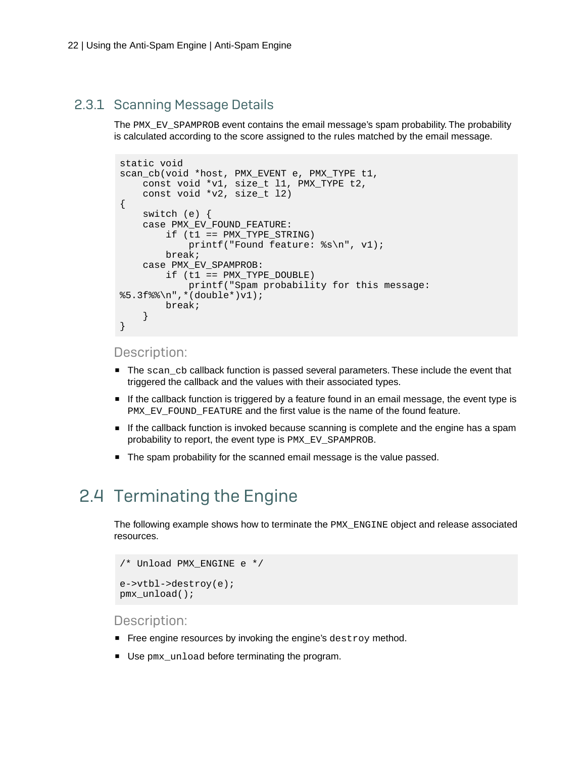### 2.3.1 Scanning Message Details

The PMX_EV_SPAMPROB event contains the email message's spam probability. The probability is calculated according to the score assigned to the rules matched by the email message.

```
static void
scan_cb(void *host, PMX_EVENT e, PMX_TYPE t1,
    const void *v1, size_t l1, PMX_TYPE t2,
    const void *v2, size_t l2)
{
    switch (e) {
    case PMX_EV_FOUND_FEATURE:
        if (t1 == PMX_TYPE_STRING)
            printf("Found feature: %s\n", v1);
        break;
    case PMX_EV_SPAMPROB:
        if (t1 == PMX_TYPE_DOUBLE)
            printf("Spam probability for this message:
%5.3f%%\n",*(double*)v1);
        break;
    }
}
```

Description:

- The scan_cb callback function is passed several parameters. These include the event that triggered the callback and the values with their associated types.
- If the callback function is triggered by a feature found in an email message, the event type is PMX_EV_FOUND_FEATURE and the first value is the name of the found feature.
- If the callback function is invoked because scanning is complete and the engine has a spam probability to report, the event type is PMX_EV_SPAMPROB.
- The spam probability for the scanned email message is the value passed.

## 2.4 Terminating the Engine

The following example shows how to terminate the PMX_ENGINE object and release associated resources.

```
/* Unload PMX_ENGINE e */

e->vtbl->destroy(e);
pmx_unload();
```

Description:

- Free engine resources by invoking the engine's destroy method.
- Use pmx_unload before terminating the program.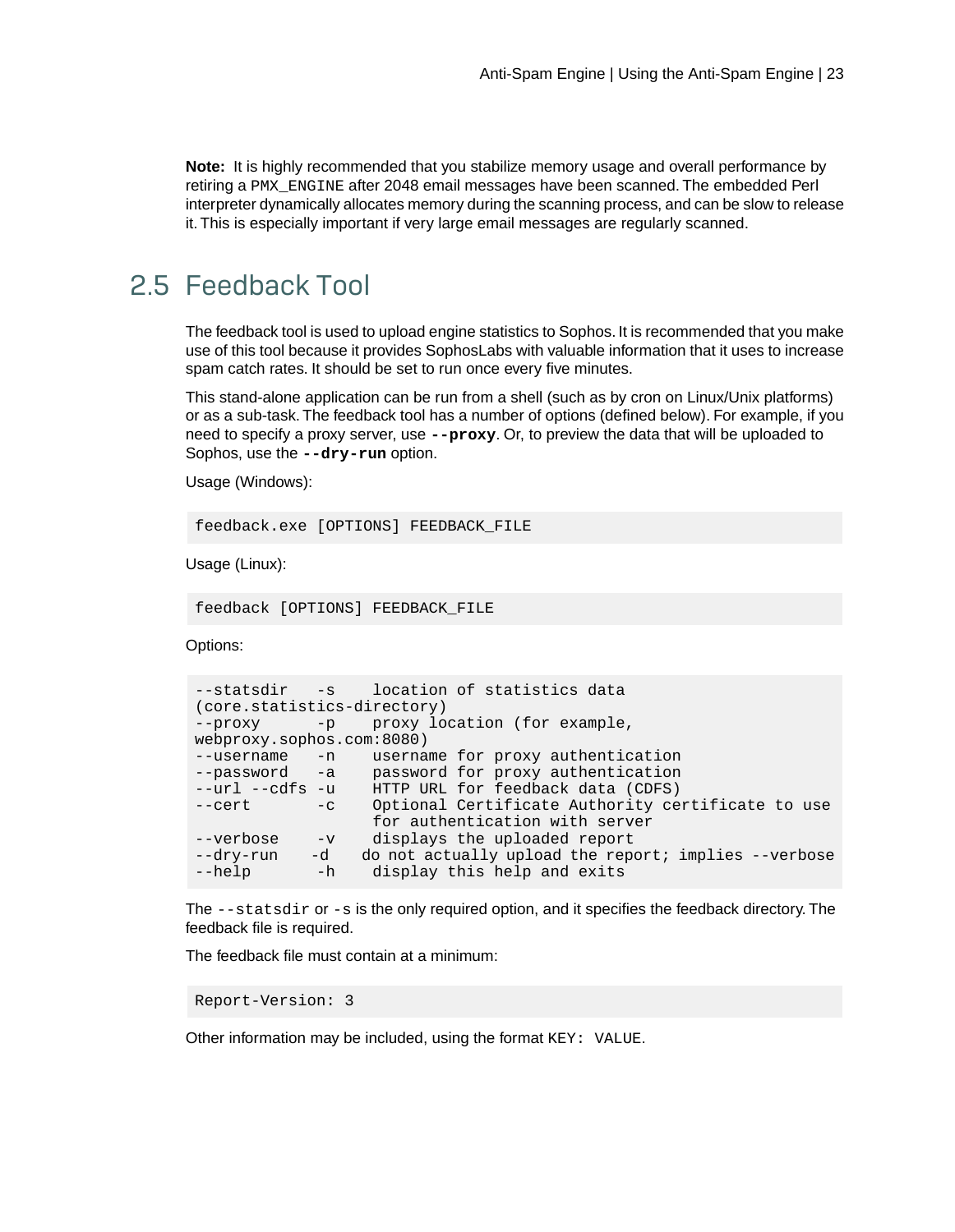**Note:** It is highly recommended that you stabilize memory usage and overall performance by retiring a `PMX_ENGINE` after 2048 email messages have been scanned. The embedded Perl interpreter dynamically allocates memory during the scanning process, and can be slow to release it. This is especially important if very large email messages are regularly scanned.

## 2.5 Feedback Tool

The feedback tool is used to upload engine statistics to Sophos. It is recommended that you make use of this tool because it provides SophosLabs with valuable information that it uses to increase spam catch rates. It should be set to run once every five minutes.

This stand-alone application can be run from a shell (such as by cron on Linux/Unix platforms) or as a sub-task. The feedback tool has a number of options (defined below). For example, if you need to specify a proxy server, use **`--proxy`**. Or, to preview the data that will be uploaded to Sophos, use the **`--dry-run`** option.

Usage (Windows):

```
feedback.exe [OPTIONS] FEEDBACK_FILE
```

Usage (Linux):

```
feedback [OPTIONS] FEEDBACK_FILE
```

Options:

```
--statsdir   -s    location of statistics data
(core.statistics-directory)
--proxy      -p    proxy location (for example,
webproxy.sophos.com:8080)
--username   -n    username for proxy authentication
--password   -a    password for proxy authentication
--url --cdfs -u    HTTP URL for feedback data (CDFS)
--cert       -c    Optional Certificate Authority certificate to use
                   for authentication with server
--verbose    -v    displays the uploaded report
--dry-run    -d   do not actually upload the report; implies --verbose
--help       -h    display this help and exits
```

The `--statsdir` or `-s` is the only required option, and it specifies the feedback directory. The feedback file is required.

The feedback file must contain at a minimum:

```
Report-Version: 3
```

Other information may be included, using the format `KEY: VALUE`.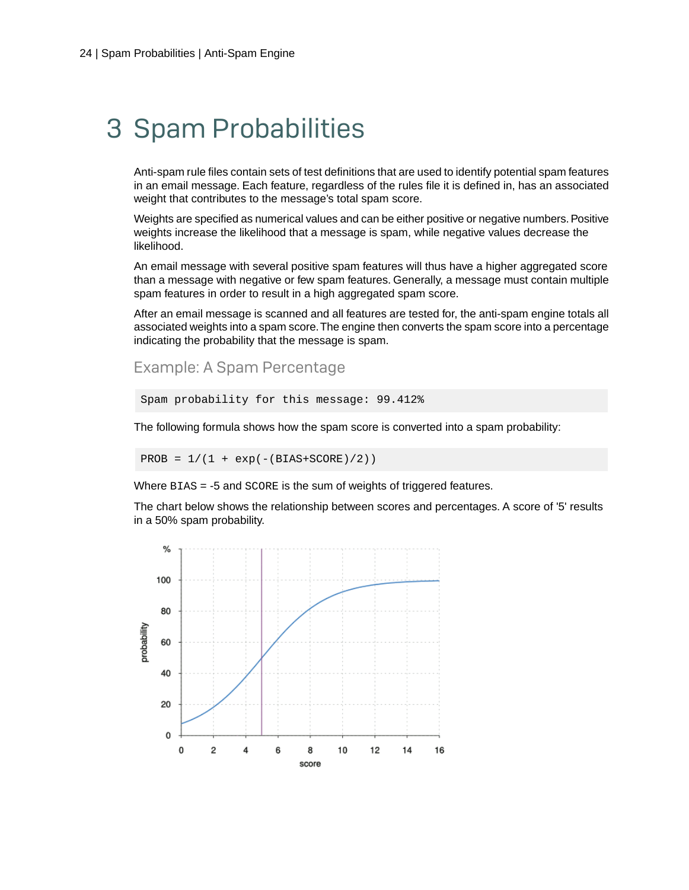# 3 Spam Probabilities

Anti-spam rule files contain sets of test definitions that are used to identify potential spam features in an email message. Each feature, regardless of the rules file it is defined in, has an associated weight that contributes to the message's total spam score.

Weights are specified as numerical values and can be either positive or negative numbers. Positive weights increase the likelihood that a message is spam, while negative values decrease the likelihood.

An email message with several positive spam features will thus have a higher aggregated score than a message with negative or few spam features. Generally, a message must contain multiple spam features in order to result in a high aggregated spam score.

After an email message is scanned and all features are tested for, the anti-spam engine totals all associated weights into a spam score. The engine then converts the spam score into a percentage indicating the probability that the message is spam.

### Example: A Spam Percentage

```
Spam probability for this message: 99.412%
```

The following formula shows how the spam score is converted into a spam probability:

```
PROB = 1/(1 + exp(-(BIAS+SCORE)/2))
```

Where `BIAS` = -5 and `SCORE` is the sum of weights of triggered features.

The chart below shows the relationship between scores and percentages. A score of '5' results in a 50% spam probability.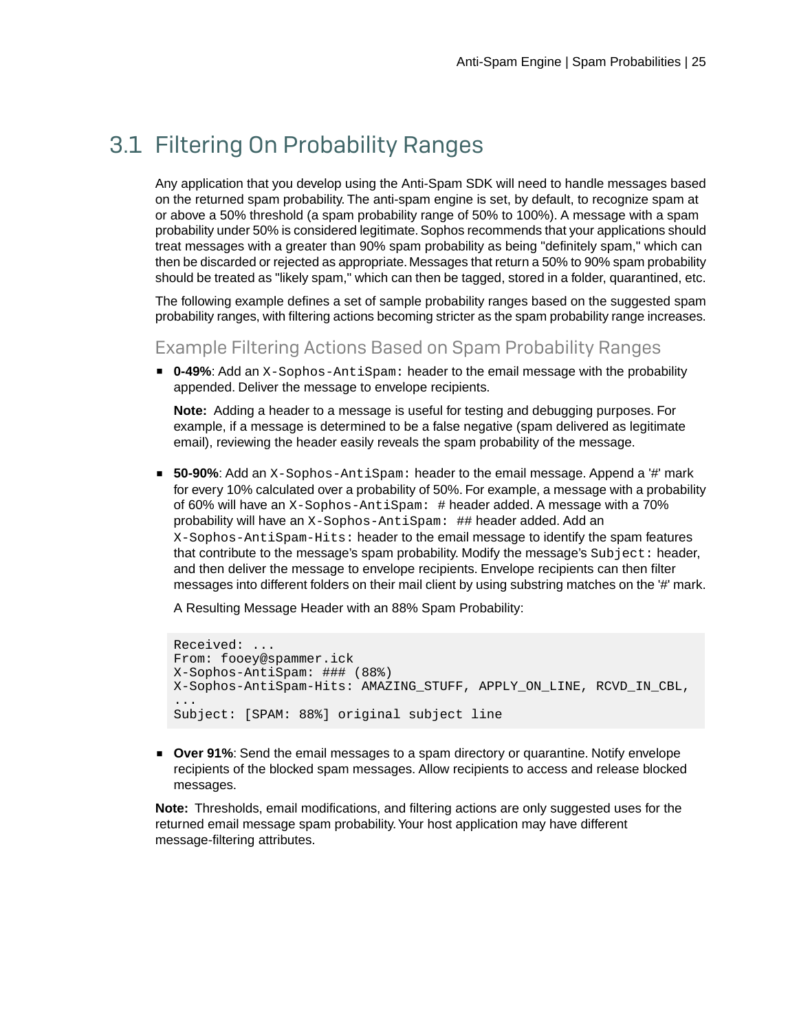## 3.1 Filtering On Probability Ranges

Any application that you develop using the Anti-Spam SDK will need to handle messages based on the returned spam probability. The anti-spam engine is set, by default, to recognize spam at or above a 50% threshold (a spam probability range of 50% to 100%). A message with a spam probability under 50% is considered legitimate. Sophos recommends that your applications should treat messages with a greater than 90% spam probability as being "definitely spam," which can then be discarded or rejected as appropriate. Messages that return a 50% to 90% spam probability should be treated as "likely spam," which can then be tagged, stored in a folder, quarantined, etc.

The following example defines a set of sample probability ranges based on the suggested spam probability ranges, with filtering actions becoming stricter as the spam probability range increases.

### Example Filtering Actions Based on Spam Probability Ranges

- **0-49%**: Add an `X-Sophos-AntiSpam:` header to the email message with the probability appended. Deliver the message to envelope recipients.

  **Note:** Adding a header to a message is useful for testing and debugging purposes. For example, if a message is determined to be a false negative (spam delivered as legitimate email), reviewing the header easily reveals the spam probability of the message.

- **50-90%**: Add an `X-Sophos-AntiSpam:` header to the email message. Append a '#' mark for every 10% calculated over a probability of 50%. For example, a message with a probability of 60% will have an `X-Sophos-AntiSpam: #` header added. A message with a 70% probability will have an `X-Sophos-AntiSpam: ##` header added. Add an `X-Sophos-AntiSpam-Hits:` header to the email message to identify the spam features that contribute to the message's spam probability. Modify the message's `Subject:` header, and then deliver the message to envelope recipients. Envelope recipients can then filter messages into different folders on their mail client by using substring matches on the '#' mark.

  A Resulting Message Header with an 88% Spam Probability:

```
Received: ...
From: fooey@spammer.ick
X-Sophos-AntiSpam: ### (88%)
X-Sophos-AntiSpam-Hits: AMAZING_STUFF, APPLY_ON_LINE, RCVD_IN_CBL,
...
Subject: [SPAM: 88%] original subject line
```

- **Over 91%**: Send the email messages to a spam directory or quarantine. Notify envelope recipients of the blocked spam messages. Allow recipients to access and release blocked messages.

**Note:** Thresholds, email modifications, and filtering actions are only suggested uses for the returned email message spam probability. Your host application may have different message-filtering attributes.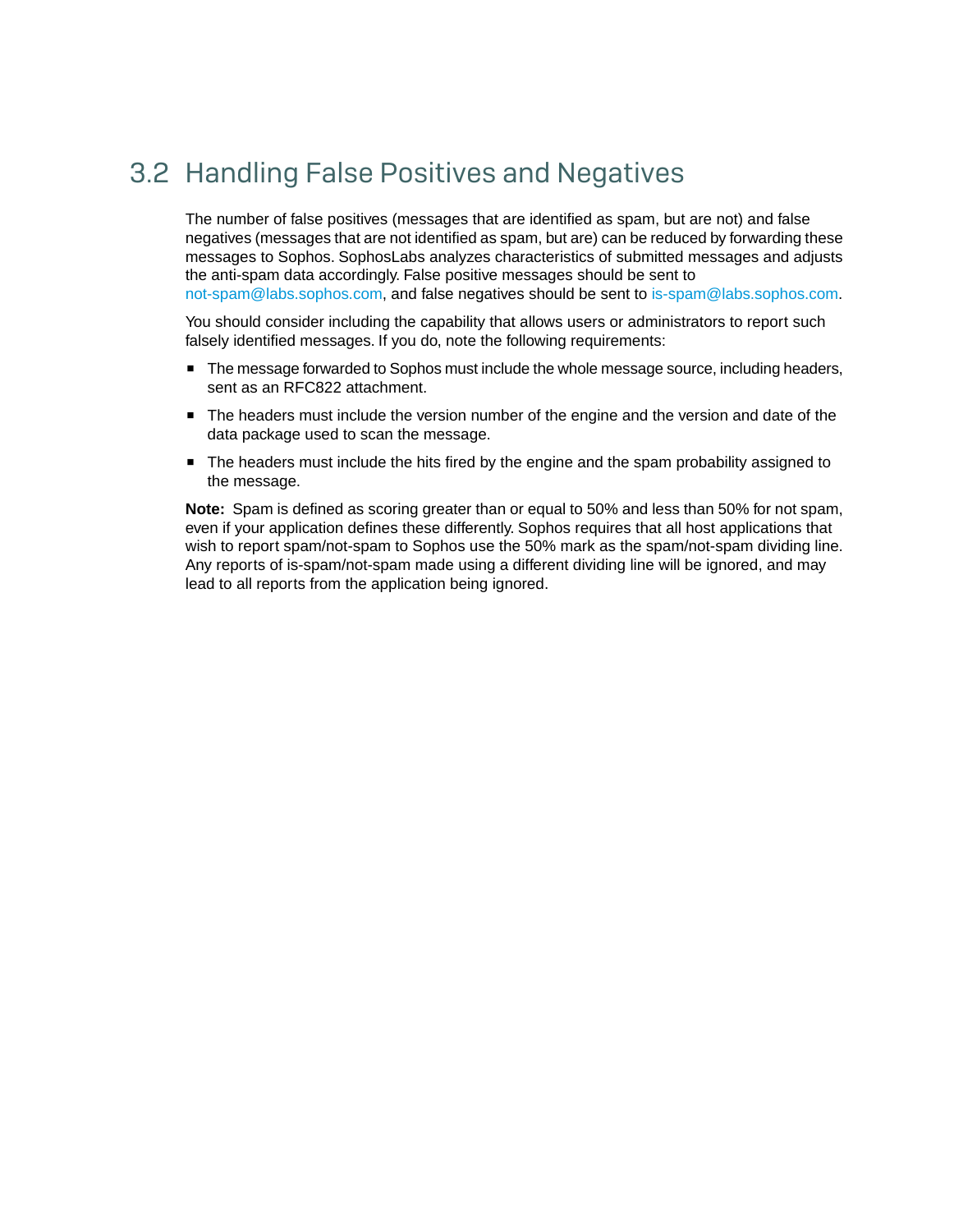## 3.2 Handling False Positives and Negatives

The number of false positives (messages that are identified as spam, but are not) and false negatives (messages that are not identified as spam, but are) can be reduced by forwarding these messages to Sophos. SophosLabs analyzes characteristics of submitted messages and adjusts the anti-spam data accordingly. False positive messages should be sent to not-spam@labs.sophos.com, and false negatives should be sent to is-spam@labs.sophos.com.

You should consider including the capability that allows users or administrators to report such falsely identified messages. If you do, note the following requirements:

- The message forwarded to Sophos must include the whole message source, including headers, sent as an RFC822 attachment.
- The headers must include the version number of the engine and the version and date of the data package used to scan the message.
- The headers must include the hits fired by the engine and the spam probability assigned to the message.

**Note:** Spam is defined as scoring greater than or equal to 50% and less than 50% for not spam, even if your application defines these differently. Sophos requires that all host applications that wish to report spam/not-spam to Sophos use the 50% mark as the spam/not-spam dividing line. Any reports of is-spam/not-spam made using a different dividing line will be ignored, and may lead to all reports from the application being ignored.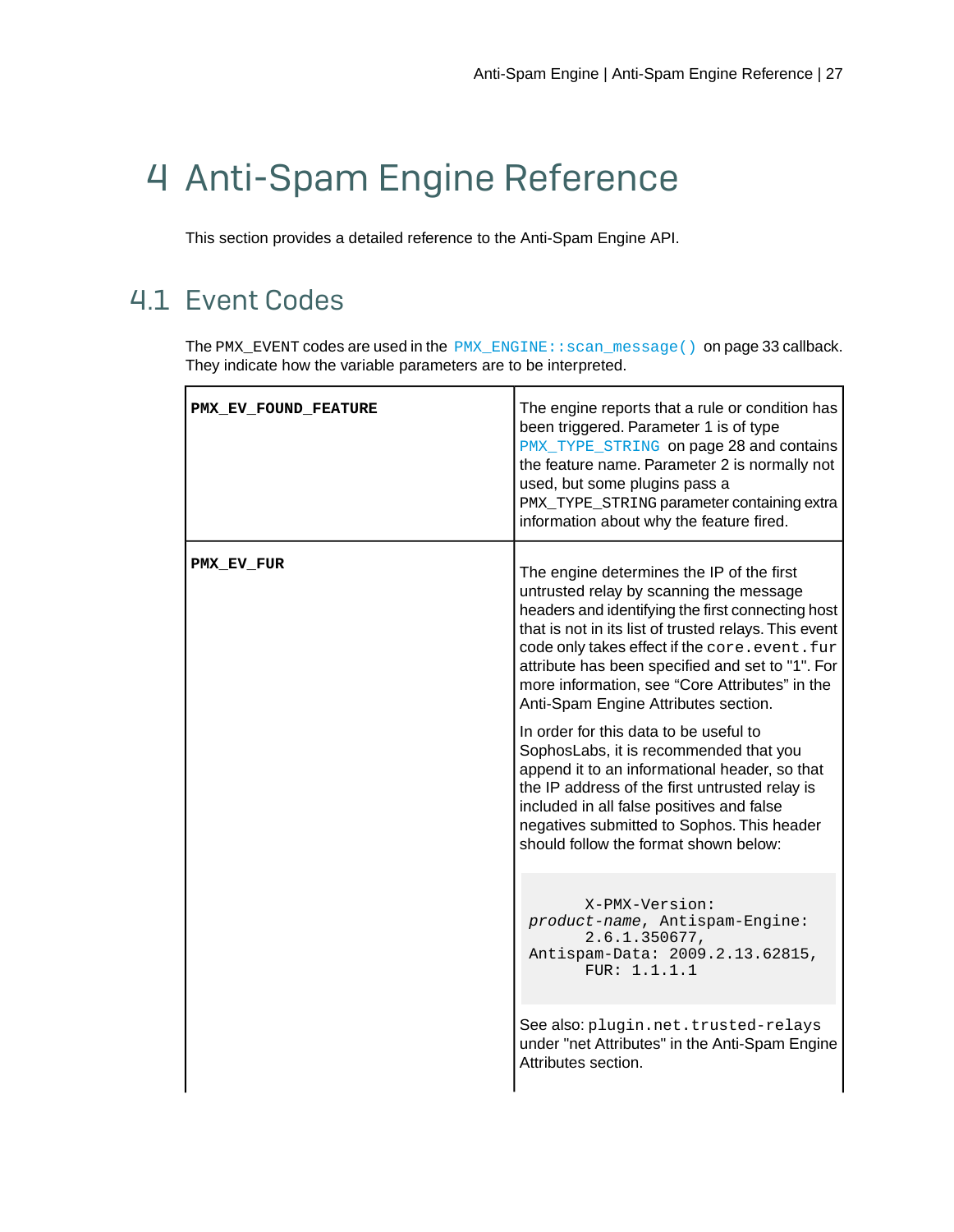# 4 Anti-Spam Engine Reference

This section provides a detailed reference to the Anti-Spam Engine API.

## 4.1 Event Codes

The PMX_EVENT codes are used in the `PMX_ENGINE::scan_message()` on page 33 callback. They indicate how the variable parameters are to be interpreted.

| | |
|---|---|
| **PMX_EV_FOUND_FEATURE** | The engine reports that a rule or condition has been triggered. Parameter 1 is of type `PMX_TYPE_STRING` on page 28 and contains the feature name. Parameter 2 is normally not used, but some plugins pass a `PMX_TYPE_STRING` parameter containing extra information about why the feature fired. |
| **PMX_EV_FUR** | The engine determines the IP of the first untrusted relay by scanning the message headers and identifying the first connecting host that is not in its list of trusted relays. This event code only takes effect if the `core.event.fur` attribute has been specified and set to "1". For more information, see "Core Attributes" in the Anti-Spam Engine Attributes section.<br><br>In order for this data to be useful to SophosLabs, it is recommended that you append it to an informational header, so that the IP address of the first untrusted relay is included in all false positives and false negatives submitted to Sophos. This header should follow the format shown below:<br><br>`X-PMX-Version: product-name, Antispam-Engine: 2.6.1.350677, Antispam-Data: 2009.2.13.62815, FUR: 1.1.1.1`<br><br>See also: `plugin.net.trusted-relays` under "net Attributes" in the Anti-Spam Engine Attributes section. |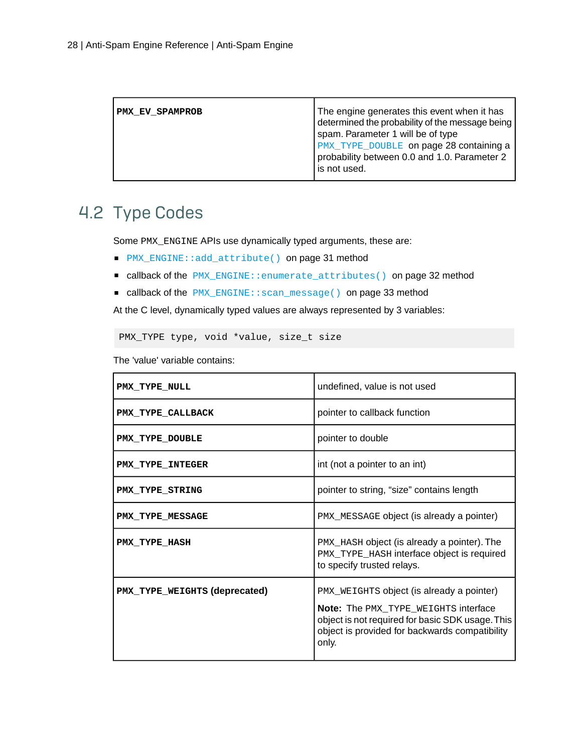| | |
|---|---|
| **PMX_EV_SPAMPROB** | The engine generates this event when it has determined the probability of the message being spam. Parameter 1 will be of type PMX_TYPE_DOUBLE on page 28 containing a probability between 0.0 and 1.0. Parameter 2 is not used. |

## 4.2 Type Codes

Some PMX_ENGINE APIs use dynamically typed arguments, these are:

- PMX_ENGINE::add_attribute() on page 31 method
- callback of the PMX_ENGINE::enumerate_attributes() on page 32 method
- callback of the PMX_ENGINE::scan_message() on page 33 method

At the C level, dynamically typed values are always represented by 3 variables:

```
PMX_TYPE type, void *value, size_t size
```

The 'value' variable contains:

| | |
|---|---|
| **PMX_TYPE_NULL** | undefined, value is not used |
| **PMX_TYPE_CALLBACK** | pointer to callback function |
| **PMX_TYPE_DOUBLE** | pointer to double |
| **PMX_TYPE_INTEGER** | int (not a pointer to an int) |
| **PMX_TYPE_STRING** | pointer to string, “size” contains length |
| **PMX_TYPE_MESSAGE** | PMX_MESSAGE object (is already a pointer) |
| **PMX_TYPE_HASH** | PMX_HASH object (is already a pointer). The PMX_TYPE_HASH interface object is required to specify trusted relays. |
| **PMX_TYPE_WEIGHTS (deprecated)** | PMX_WEIGHTS object (is already a pointer)<br>**Note:** The PMX_TYPE_WEIGHTS interface object is not required for basic SDK usage. This object is provided for backwards compatibility only. |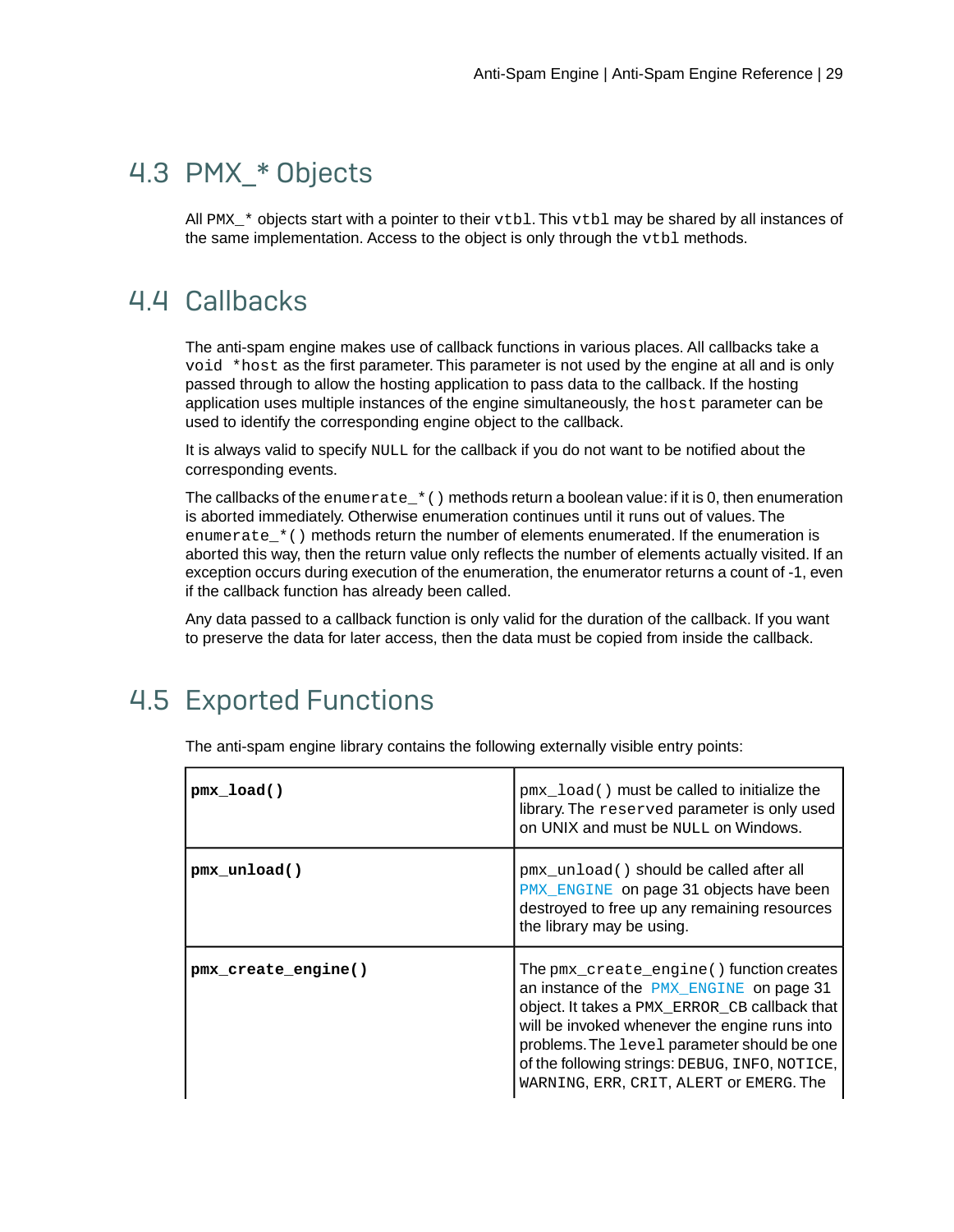## 4.3 PMX_* Objects

All PMX_* objects start with a pointer to their vtbl. This vtbl may be shared by all instances of the same implementation. Access to the object is only through the vtbl methods.

## 4.4 Callbacks

The anti-spam engine makes use of callback functions in various places. All callbacks take a void *host as the first parameter. This parameter is not used by the engine at all and is only passed through to allow the hosting application to pass data to the callback. If the hosting application uses multiple instances of the engine simultaneously, the host parameter can be used to identify the corresponding engine object to the callback.

It is always valid to specify NULL for the callback if you do not want to be notified about the corresponding events.

The callbacks of the enumerate_*() methods return a boolean value: if it is 0, then enumeration is aborted immediately. Otherwise enumeration continues until it runs out of values. The enumerate_*() methods return the number of elements enumerated. If the enumeration is aborted this way, then the return value only reflects the number of elements actually visited. If an exception occurs during execution of the enumeration, the enumerator returns a count of -1, even if the callback function has already been called.

Any data passed to a callback function is only valid for the duration of the callback. If you want to preserve the data for later access, then the data must be copied from inside the callback.

## 4.5 Exported Functions

The anti-spam engine library contains the following externally visible entry points:

| | |
|---|---|
| **pmx_load()** | pmx_load() must be called to initialize the library. The reserved parameter is only used on UNIX and must be NULL on Windows. |
| **pmx_unload()** | pmx_unload() should be called after all PMX_ENGINE on page 31 objects have been destroyed to free up any remaining resources the library may be using. |
| **pmx_create_engine()** | The pmx_create_engine() function creates an instance of the PMX_ENGINE on page 31 object. It takes a PMX_ERROR_CB callback that will be invoked whenever the engine runs into problems. The level parameter should be one of the following strings: DEBUG, INFO, NOTICE, WARNING, ERR, CRIT, ALERT or EMERG. The |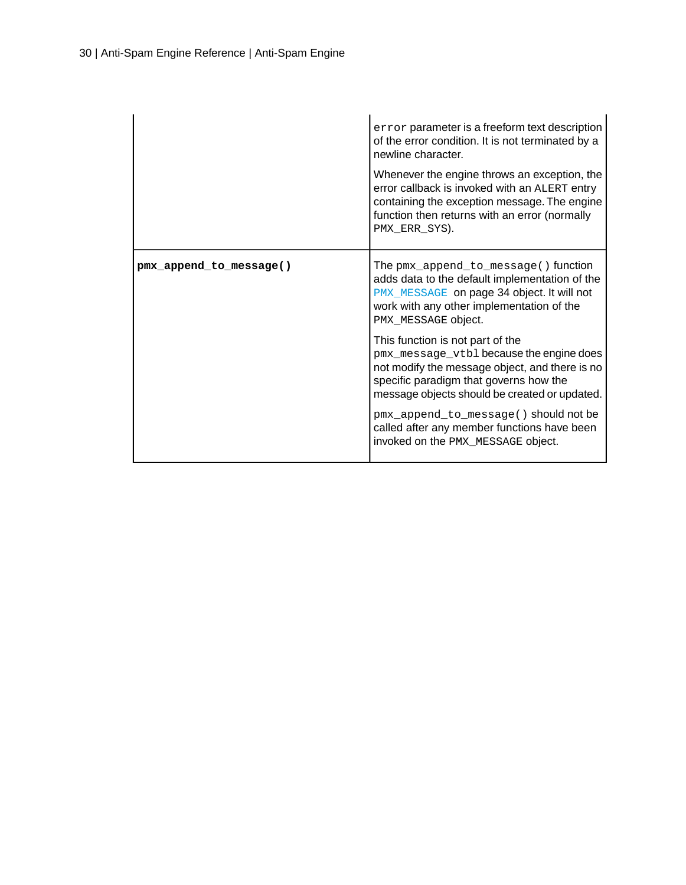| | |
|---|---|
| | `error` parameter is a freeform text description of the error condition. It is not terminated by a newline character.<br><br>Whenever the engine throws an exception, the error callback is invoked with an `ALERT` entry containing the exception message. The engine function then returns with an error (normally `PMX_ERR_SYS`). |
| **`pmx_append_to_message()`** | The `pmx_append_to_message()` function adds data to the default implementation of the `PMX_MESSAGE` on page 34 object. It will not work with any other implementation of the `PMX_MESSAGE` object.<br><br>This function is not part of the `pmx_message_vtbl` because the engine does not modify the message object, and there is no specific paradigm that governs how the message objects should be created or updated.<br><br>`pmx_append_to_message()` should not be called after any member functions have been invoked on the `PMX_MESSAGE` object. |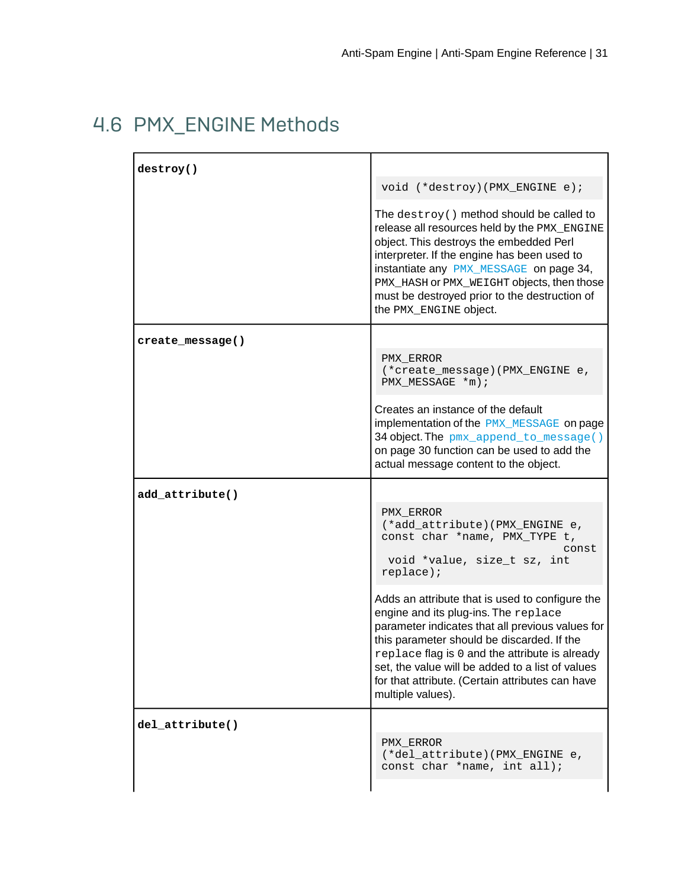## 4.6 PMX_ENGINE Methods

| | |
|---|---|
| **destroy()** | `void (*destroy)(PMX_ENGINE e);` <br><br> The `destroy()` method should be called to release all resources held by the `PMX_ENGINE` object. This destroys the embedded Perl interpreter. If the engine has been used to instantiate any `PMX_MESSAGE` on page 34, `PMX_HASH` or `PMX_WEIGHT` objects, then those must be destroyed prior to the destruction of the `PMX_ENGINE` object. |
| **create_message()** | `PMX_ERROR (*create_message)(PMX_ENGINE e, PMX_MESSAGE *m);` <br><br> Creates an instance of the default implementation of the `PMX_MESSAGE` on page 34 object. The `pmx_append_to_message()` on page 30 function can be used to add the actual message content to the object. |
| **add_attribute()** | `PMX_ERROR (*add_attribute)(PMX_ENGINE e, const char *name, PMX_TYPE t, const void *value, size_t sz, int replace);` <br><br> Adds an attribute that is used to configure the engine and its plug-ins. The `replace` parameter indicates that all previous values for this parameter should be discarded. If the `replace` flag is `0` and the attribute is already set, the value will be added to a list of values for that attribute. (Certain attributes can have multiple values). |
| **del_attribute()** | `PMX_ERROR (*del_attribute)(PMX_ENGINE e, const char *name, int all);` |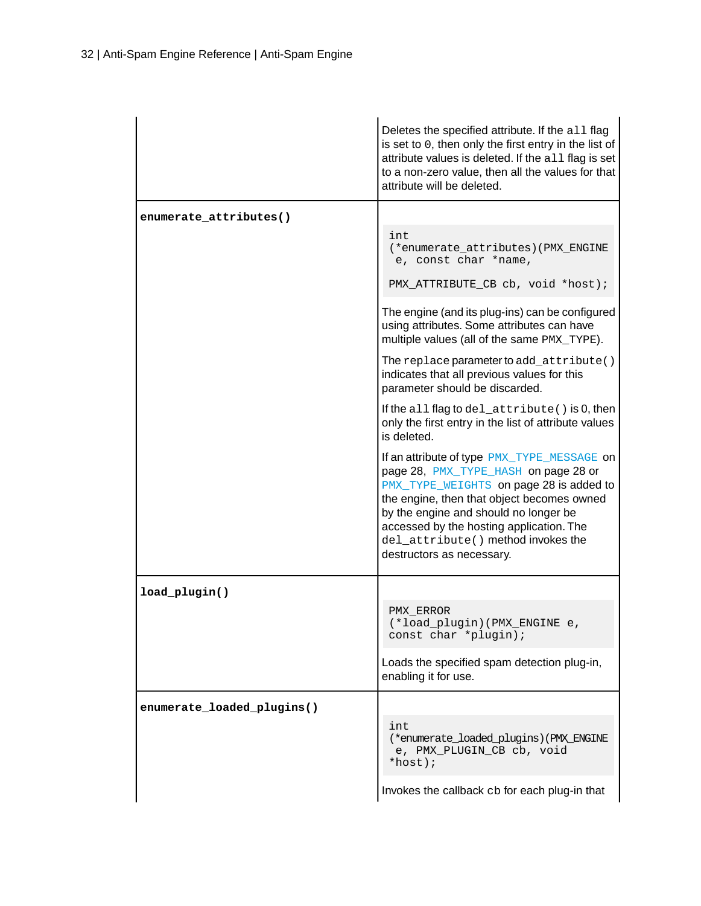| | |
|---|---|
| | Deletes the specified attribute. If the `all` flag is set to `0`, then only the first entry in the list of attribute values is deleted. If the `all` flag is set to a non-zero value, then all the values for that attribute will be deleted. |
| **`enumerate_attributes()`** | `int (*enumerate_attributes)(PMX_ENGINE e, const char *name, PMX_ATTRIBUTE_CB cb, void *host);`<br><br>The engine (and its plug-ins) can be configured using attributes. Some attributes can have multiple values (all of the same `PMX_TYPE`).<br><br>The `replace` parameter to `add_attribute()` indicates that all previous values for this parameter should be discarded.<br><br>If the `all` flag to `del_attribute()` is 0, then only the first entry in the list of attribute values is deleted.<br><br>If an attribute of type `PMX_TYPE_MESSAGE` on page 28, `PMX_TYPE_HASH` on page 28 or `PMX_TYPE_WEIGHTS` on page 28 is added to the engine, then that object becomes owned by the engine and should no longer be accessed by the hosting application. The `del_attribute()` method invokes the destructors as necessary. |
| **`load_plugin()`** | `PMX_ERROR (*load_plugin)(PMX_ENGINE e, const char *plugin);`<br><br>Loads the specified spam detection plug-in, enabling it for use. |
| **`enumerate_loaded_plugins()`** | `int (*enumerate_loaded_plugins)(PMX_ENGINE e, PMX_PLUGIN_CB cb, void *host);`<br><br>Invokes the callback `cb` for each plug-in that |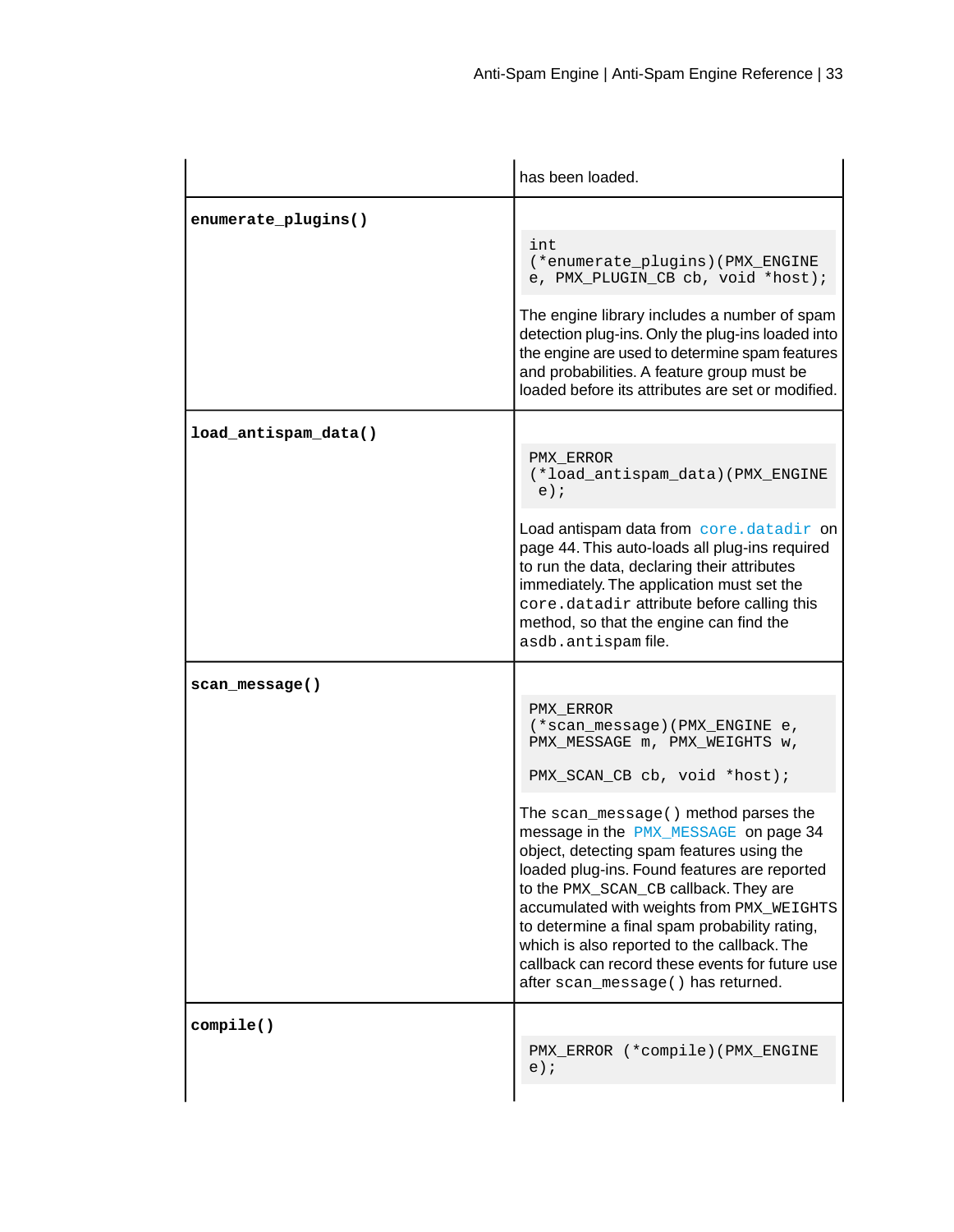| | |
|---|---|
| | has been loaded. |
| **`enumerate_plugins()`** | `int (*enumerate_plugins)(PMX_ENGINE e, PMX_PLUGIN_CB cb, void *host);`<br><br>The engine library includes a number of spam detection plug-ins. Only the plug-ins loaded into the engine are used to determine spam features and probabilities. A feature group must be loaded before its attributes are set or modified. |
| **`load_antispam_data()`** | `PMX_ERROR (*load_antispam_data)(PMX_ENGINE e);`<br><br>Load antispam data from `core.datadir` on page 44. This auto-loads all plug-ins required to run the data, declaring their attributes immediately. The application must set the `core.datadir` attribute before calling this method, so that the engine can find the `asdb.antispam` file. |
| **`scan_message()`** | `PMX_ERROR (*scan_message)(PMX_ENGINE e, PMX_MESSAGE m, PMX_WEIGHTS w, PMX_SCAN_CB cb, void *host);`<br><br>The `scan_message()` method parses the message in the `PMX_MESSAGE` on page 34 object, detecting spam features using the loaded plug-ins. Found features are reported to the `PMX_SCAN_CB` callback. They are accumulated with weights from `PMX_WEIGHTS` to determine a final spam probability rating, which is also reported to the callback. The callback can record these events for future use after `scan_message()` has returned. |
| **`compile()`** | `PMX_ERROR (*compile)(PMX_ENGINE e);` |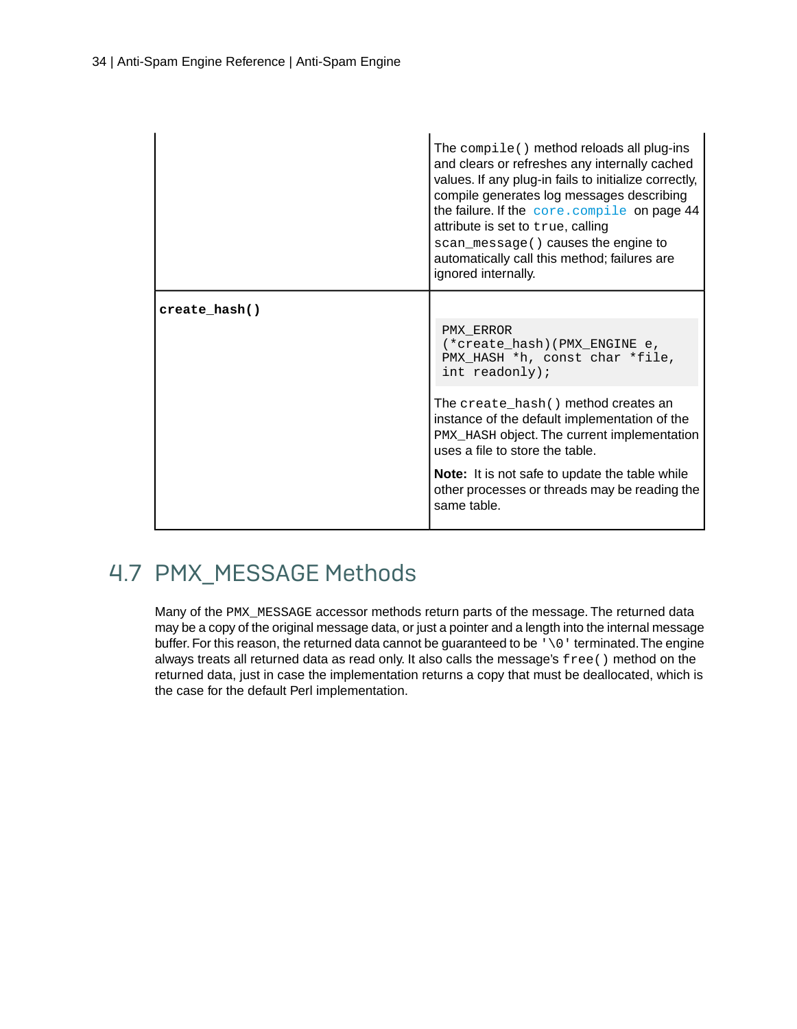| | |
|---|---|
| | The `compile()` method reloads all plug-ins and clears or refreshes any internally cached values. If any plug-in fails to initialize correctly, compile generates log messages describing the failure. If the `core.compile` on page 44 attribute is set to `true`, calling `scan_message()` causes the engine to automatically call this method; failures are ignored internally. |
| **`create_hash()`** | `PMX_ERROR (*create_hash)(PMX_ENGINE e, PMX_HASH *h, const char *file, int readonly);` <br><br> The `create_hash()` method creates an instance of the default implementation of the `PMX_HASH` object. The current implementation uses a file to store the table. <br><br> **Note:** It is not safe to update the table while other processes or threads may be reading the same table. |

## 4.7 PMX_MESSAGE Methods

Many of the `PMX_MESSAGE` accessor methods return parts of the message. The returned data may be a copy of the original message data, or just a pointer and a length into the internal message buffer. For this reason, the returned data cannot be guaranteed to be `'\0'` terminated. The engine always treats all returned data as read only. It also calls the message's `free()` method on the returned data, just in case the implementation returns a copy that must be deallocated, which is the case for the default Perl implementation.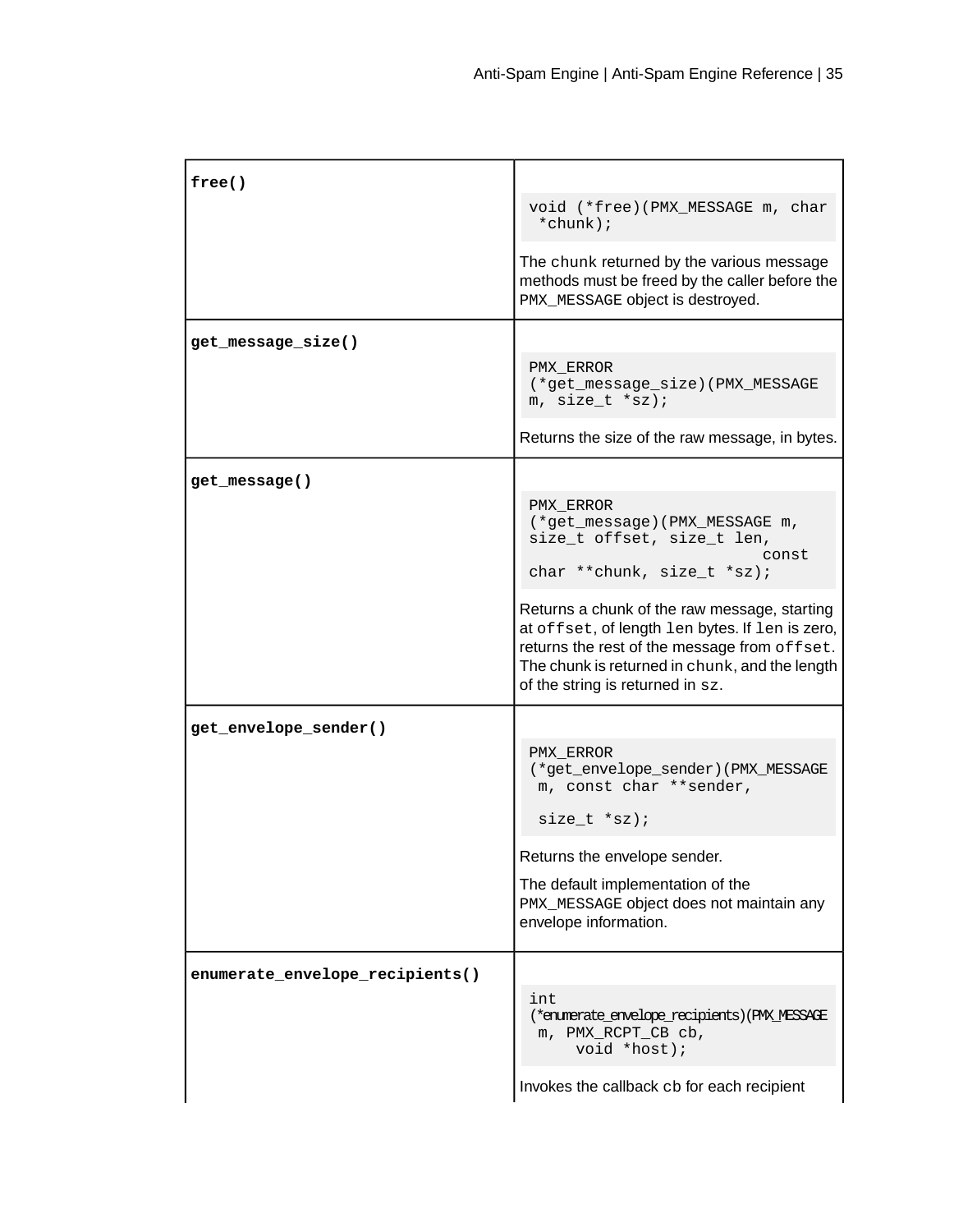| | |
|---|---|
| **free()** | `void (*free)(PMX_MESSAGE m, char *chunk);` The `chunk` returned by the various message methods must be freed by the caller before the `PMX_MESSAGE` object is destroyed. |
| **get_message_size()** | `PMX_ERROR (*get_message_size)(PMX_MESSAGE m, size_t *sz);` Returns the size of the raw message, in bytes. |
| **get_message()** | `PMX_ERROR (*get_message)(PMX_MESSAGE m, size_t offset, size_t len, const char **chunk, size_t *sz);` Returns a chunk of the raw message, starting at `offset`, of length `len` bytes. If `len` is zero, returns the rest of the message from `offset`. The chunk is returned in `chunk`, and the length of the string is returned in `sz`. |
| **get_envelope_sender()** | `PMX_ERROR (*get_envelope_sender)(PMX_MESSAGE m, const char **sender, size_t *sz);` Returns the envelope sender. The default implementation of the `PMX_MESSAGE` object does not maintain any envelope information. |
| **enumerate_envelope_recipients()** | `int (*enumerate_envelope_recipients)(PMX_MESSAGE m, PMX_RCPT_CB cb, void *host);` Invokes the callback `cb` for each recipient |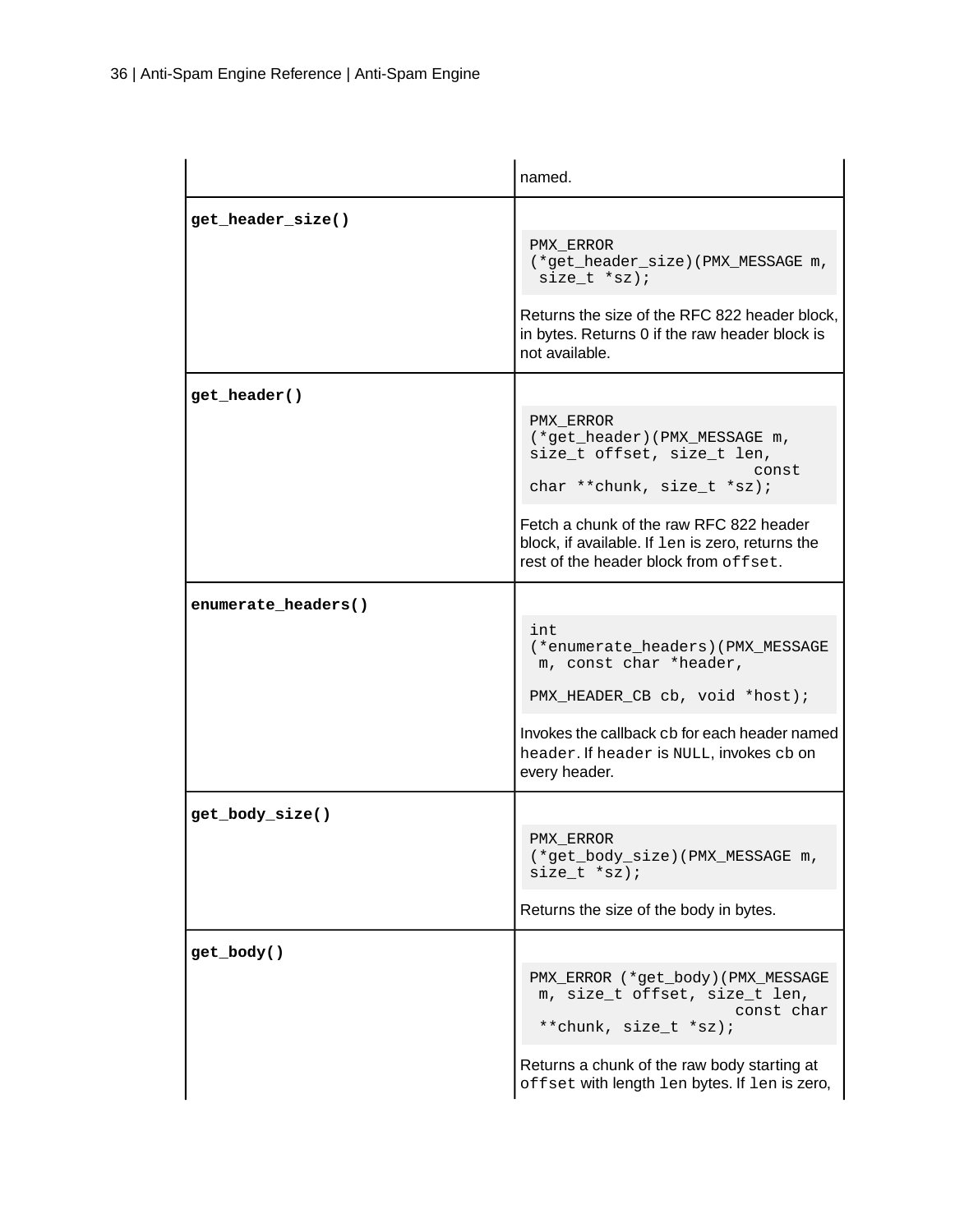| | |
|---|---|
| | named. |
| **get_header_size()** | `PMX_ERROR (*get_header_size)(PMX_MESSAGE m, size_t *sz);` <br><br> Returns the size of the RFC 822 header block, in bytes. Returns 0 if the raw header block is not available. |
| **get_header()** | `PMX_ERROR (*get_header)(PMX_MESSAGE m, size_t offset, size_t len, const char **chunk, size_t *sz);` <br><br> Fetch a chunk of the raw RFC 822 header block, if available. If `len` is zero, returns the rest of the header block from `offset`. |
| **enumerate_headers()** | `int (*enumerate_headers)(PMX_MESSAGE m, const char *header, PMX_HEADER_CB cb, void *host);` <br><br> Invokes the callback `cb` for each header named `header`. If `header` is `NULL`, invokes `cb` on every header. |
| **get_body_size()** | `PMX_ERROR (*get_body_size)(PMX_MESSAGE m, size_t *sz);` <br><br> Returns the size of the body in bytes. |
| **get_body()** | `PMX_ERROR (*get_body)(PMX_MESSAGE m, size_t offset, size_t len, const char **chunk, size_t *sz);` <br><br> Returns a chunk of the raw body starting at `offset` with length `len` bytes. If `len` is zero, |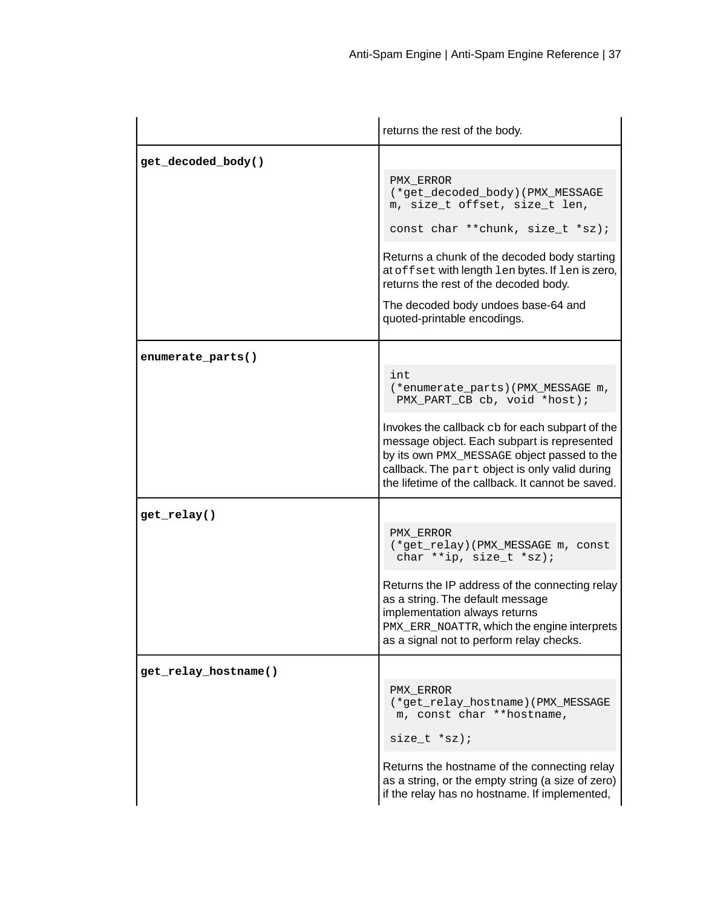| | |
|---|---|
| | returns the rest of the body. |
| **get_decoded_body()** | `PMX_ERROR (*get_decoded_body)(PMX_MESSAGE m, size_t offset, size_t len,`<br><br>`const char **chunk, size_t *sz);`<br><br>Returns a chunk of the decoded body starting at `offset` with length `len` bytes. If `len` is zero, returns the rest of the decoded body.<br><br>The decoded body undoes base-64 and quoted-printable encodings. |
| **enumerate_parts()** | `int (*enumerate_parts)(PMX_MESSAGE m, PMX_PART_CB cb, void *host);`<br><br>Invokes the callback `cb` for each subpart of the message object. Each subpart is represented by its own `PMX_MESSAGE` object passed to the callback. The `part` object is only valid during the lifetime of the callback. It cannot be saved. |
| **get_relay()** | `PMX_ERROR (*get_relay)(PMX_MESSAGE m, const char **ip, size_t *sz);`<br><br>Returns the IP address of the connecting relay as a string. The default message implementation always returns `PMX_ERR_NOATTR`, which the engine interprets as a signal not to perform relay checks. |
| **get_relay_hostname()** | `PMX_ERROR (*get_relay_hostname)(PMX_MESSAGE m, const char **hostname,`<br><br>`size_t *sz);`<br><br>Returns the hostname of the connecting relay as a string, or the empty string (a size of zero) if the relay has no hostname. If implemented, |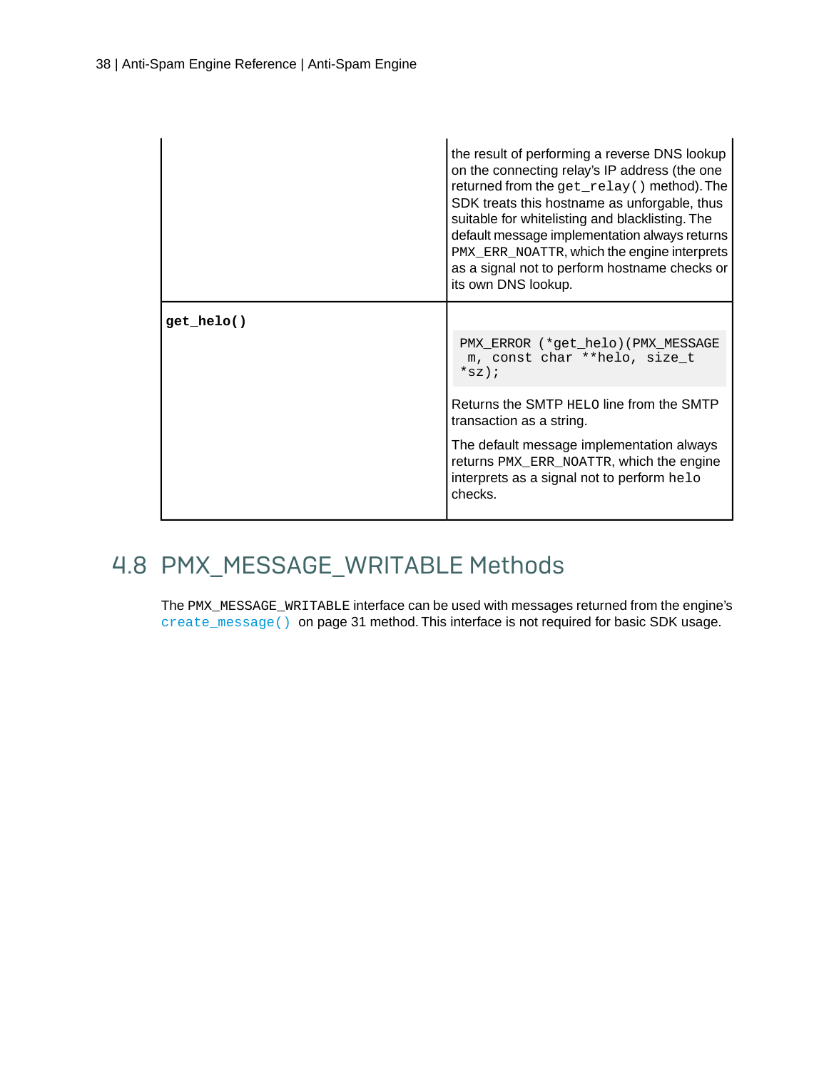| | |
|---|---|
| | the result of performing a reverse DNS lookup on the connecting relay's IP address (the one returned from the `get_relay()` method). The SDK treats this hostname as unforgable, thus suitable for whitelisting and blacklisting. The default message implementation always returns `PMX_ERR_NOATTR`, which the engine interprets as a signal not to perform hostname checks or its own DNS lookup. |
| **`get_helo()`** | `PMX_ERROR (*get_helo)(PMX_MESSAGE m, const char **helo, size_t *sz);` <br><br> Returns the SMTP `HELO` line from the SMTP transaction as a string. <br><br> The default message implementation always returns `PMX_ERR_NOATTR`, which the engine interprets as a signal not to perform `helo` checks. |

## 4.8 PMX_MESSAGE_WRITABLE Methods

The `PMX_MESSAGE_WRITABLE` interface can be used with messages returned from the engine's `create_message()` on page 31 method. This interface is not required for basic SDK usage.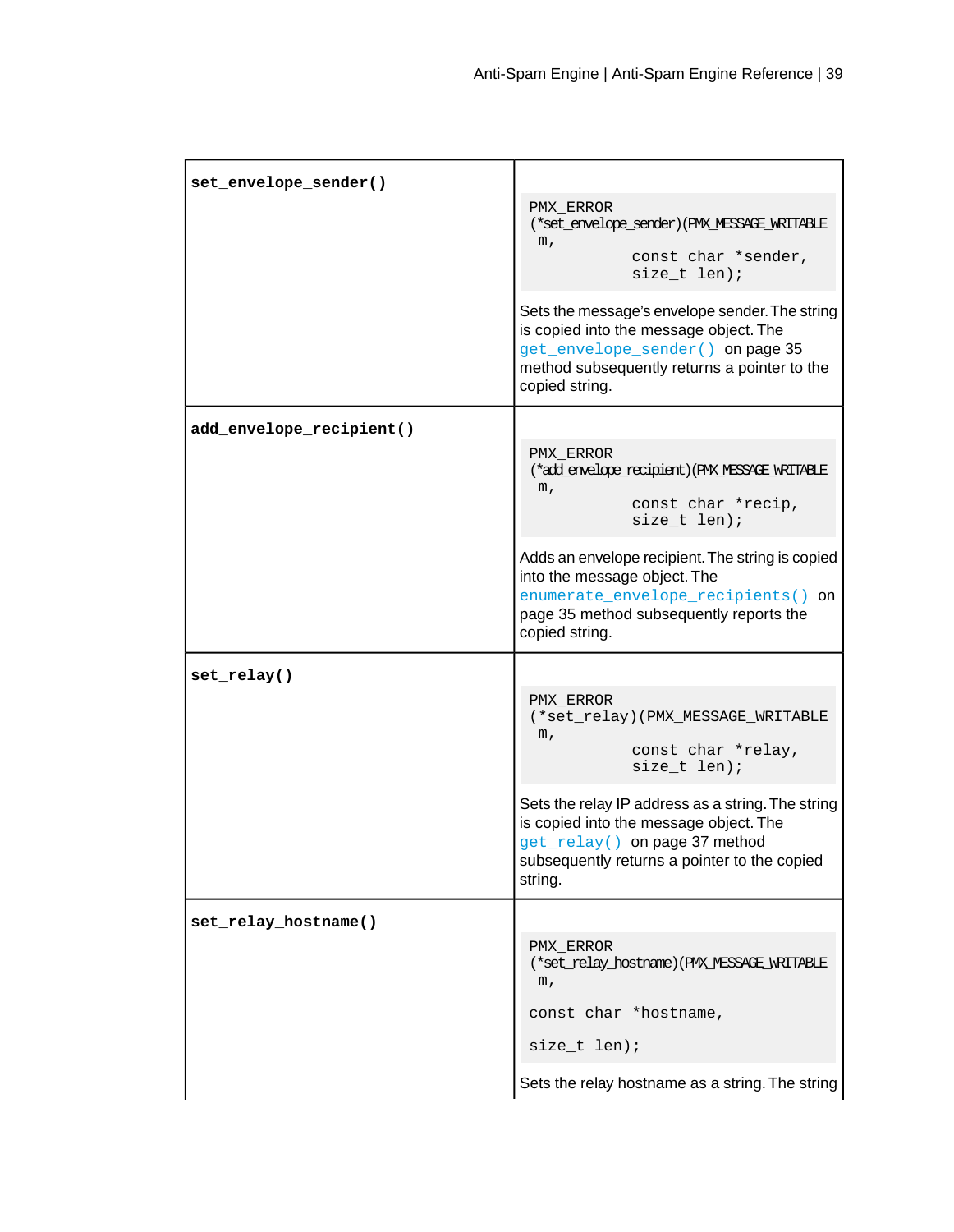| | |
|---|---|
| **set_envelope_sender()** | `PMX_ERROR (*set_envelope_sender)(PMX_MESSAGE_WRITABLE m, const char *sender, size_t len);` Sets the message's envelope sender. The string is copied into the message object. The `get_envelope_sender()` on page 35 method subsequently returns a pointer to the copied string. |
| **add_envelope_recipient()** | `PMX_ERROR (*add_envelope_recipient)(PMX_MESSAGE_WRITABLE m, const char *recip, size_t len);` Adds an envelope recipient. The string is copied into the message object. The `enumerate_envelope_recipients()` on page 35 method subsequently reports the copied string. |
| **set_relay()** | `PMX_ERROR (*set_relay)(PMX_MESSAGE_WRITABLE m, const char *relay, size_t len);` Sets the relay IP address as a string. The string is copied into the message object. The `get_relay()` on page 37 method subsequently returns a pointer to the copied string. |
| **set_relay_hostname()** | `PMX_ERROR (*set_relay_hostname)(PMX_MESSAGE_WRITABLE m, const char *hostname, size_t len);` Sets the relay hostname as a string. The string |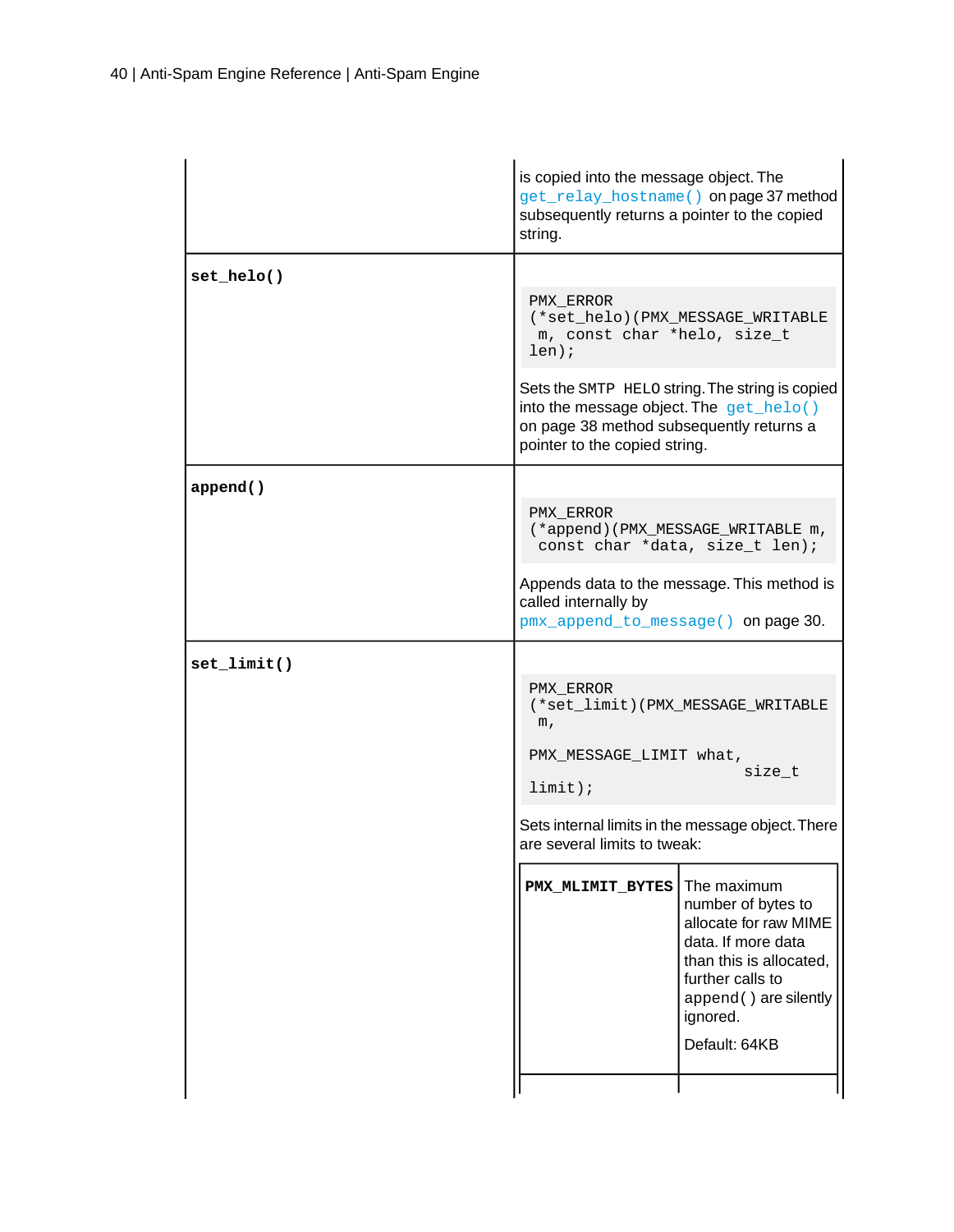| | |
|---|---|
| | is copied into the message object. The `get_relay_hostname()` on page 37 method subsequently returns a pointer to the copied string. |
| **`set_helo()`** | `PMX_ERROR (*set_helo)(PMX_MESSAGE_WRITABLE m, const char *helo, size_t len);` <br><br> Sets the `SMTP HELO` string. The string is copied into the message object. The `get_helo()` on page 38 method subsequently returns a pointer to the copied string. |
| **`append()`** | `PMX_ERROR (*append)(PMX_MESSAGE_WRITABLE m, const char *data, size_t len);` <br><br> Appends data to the message. This method is called internally by `pmx_append_to_message()` on page 30. |
| **`set_limit()`** | `PMX_ERROR (*set_limit)(PMX_MESSAGE_WRITABLE m, PMX_MESSAGE_LIMIT what, size_t limit);` <br><br> Sets internal limits in the message object. There are several limits to tweak: <br><br> **`PMX_MLIMIT_BYTES`**: The maximum number of bytes to allocate for raw MIME data. If more data than this is allocated, further calls to `append()` are silently ignored. <br><br> Default: 64KB |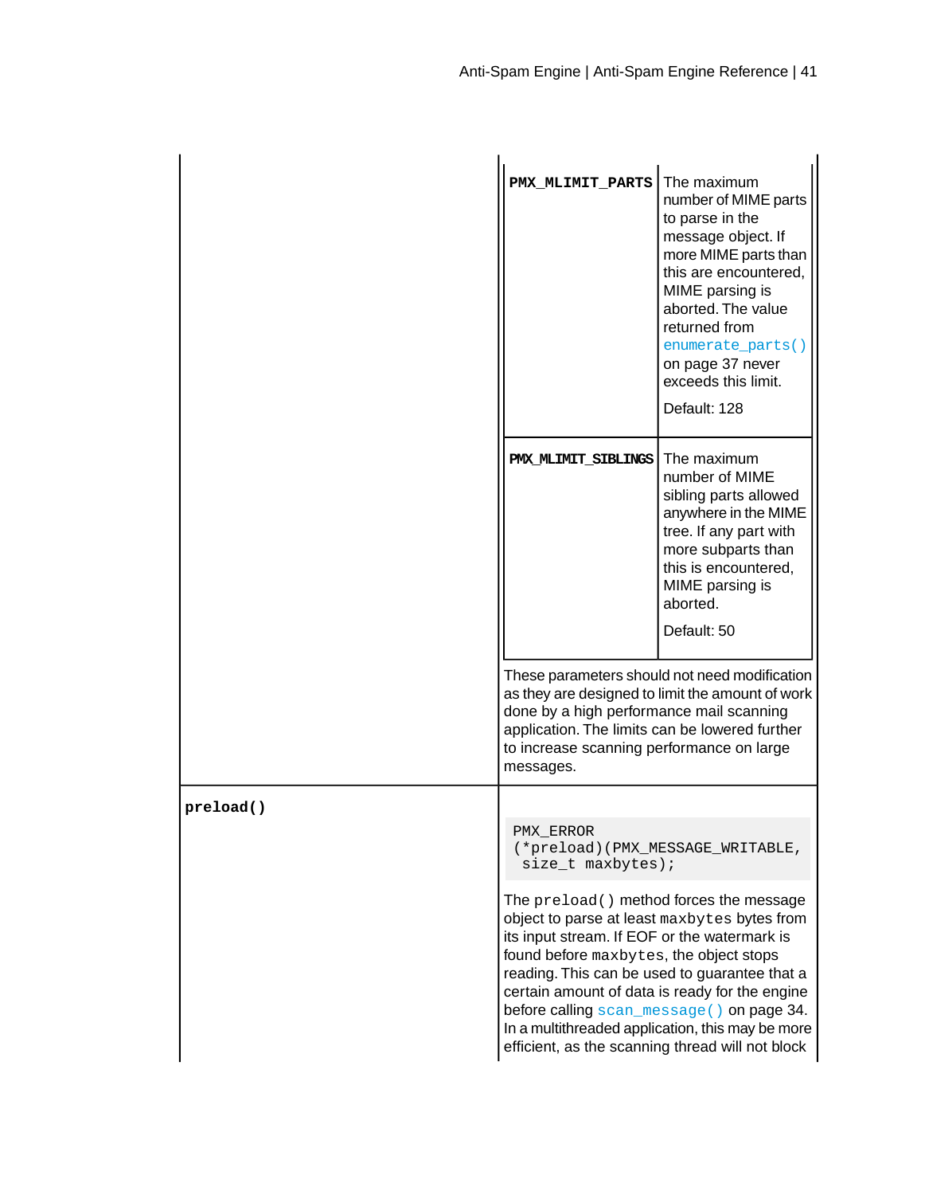| | |
|---|---|
| | **PMX_MLIMIT_PARTS** — The maximum number of MIME parts to parse in the message object. If more MIME parts than this are encountered, MIME parsing is aborted. The value returned from `enumerate_parts()` on page 37 never exceeds this limit.<br><br>Default: 128<br><br>**PMX_MLIMIT_SIBLINGS** — The maximum number of MIME sibling parts allowed anywhere in the MIME tree. If any part with more subparts than this is encountered, MIME parsing is aborted.<br><br>Default: 50<br><br>These parameters should not need modification as they are designed to limit the amount of work done by a high performance mail scanning application. The limits can be lowered further to increase scanning performance on large messages. |
| **preload()** | `PMX_ERROR (*preload)(PMX_MESSAGE_WRITABLE, size_t maxbytes);`<br><br>The `preload()` method forces the message object to parse at least `maxbytes` bytes from its input stream. If EOF or the watermark is found before `maxbytes`, the object stops reading. This can be used to guarantee that a certain amount of data is ready for the engine before calling `scan_message()` on page 34. In a multithreaded application, this may be more efficient, as the scanning thread will not block |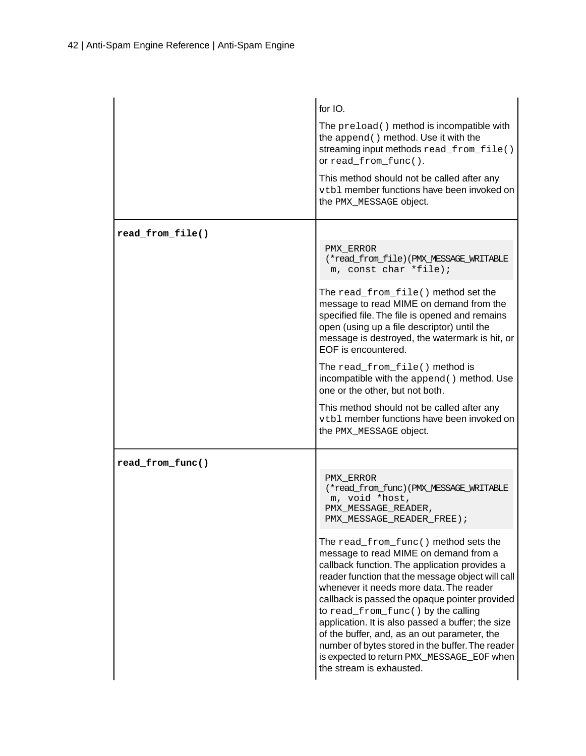| | |
|---|---|
| | for IO.<br><br>The `preload()` method is incompatible with the `append()` method. Use it with the streaming input methods `read_from_file()` or `read_from_func()`.<br><br>This method should not be called after any `vtbl` member functions have been invoked on the `PMX_MESSAGE` object. |
| **`read_from_file()`** | `PMX_ERROR (*read_from_file)(PMX_MESSAGE_WRITABLE m, const char *file);`<br><br>The `read_from_file()` method set the message to read MIME on demand from the specified file. The file is opened and remains open (using up a file descriptor) until the message is destroyed, the watermark is hit, or EOF is encountered.<br><br>The `read_from_file()` method is incompatible with the `append()` method. Use one or the other, but not both.<br><br>This method should not be called after any `vtbl` member functions have been invoked on the `PMX_MESSAGE` object. |
| **`read_from_func()`** | `PMX_ERROR (*read_from_func)(PMX_MESSAGE_WRITABLE m, void *host, PMX_MESSAGE_READER, PMX_MESSAGE_READER_FREE);`<br><br>The `read_from_func()` method sets the message to read MIME on demand from a callback function. The application provides a reader function that the message object will call whenever it needs more data. The reader callback is passed the opaque pointer provided to `read_from_func()` by the calling application. It is also passed a buffer; the size of the buffer, and, as an out parameter, the number of bytes stored in the buffer. The reader is expected to return `PMX_MESSAGE_EOF` when the stream is exhausted. |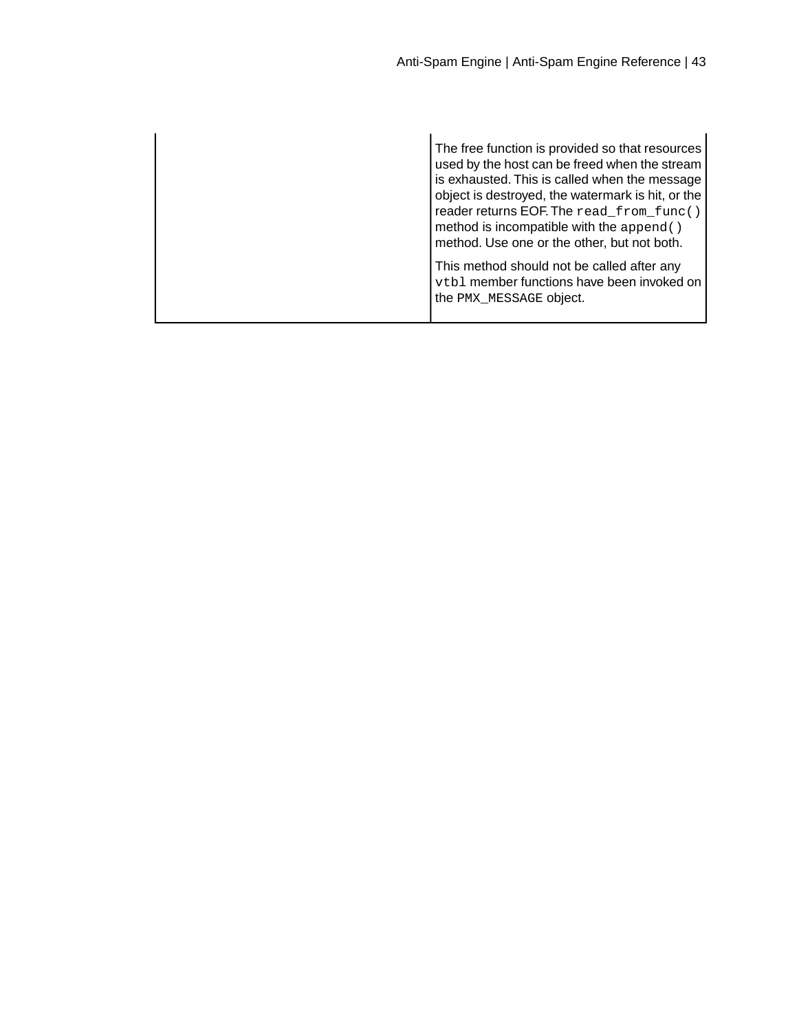| | |
|---|---|
| | The free function is provided so that resources used by the host can be freed when the stream is exhausted. This is called when the message object is destroyed, the watermark is hit, or the reader returns EOF. The `read_from_func()` method is incompatible with the `append()` method. Use one or the other, but not both.<br><br>This method should not be called after any `vtbl` member functions have been invoked on the `PMX_MESSAGE` object. |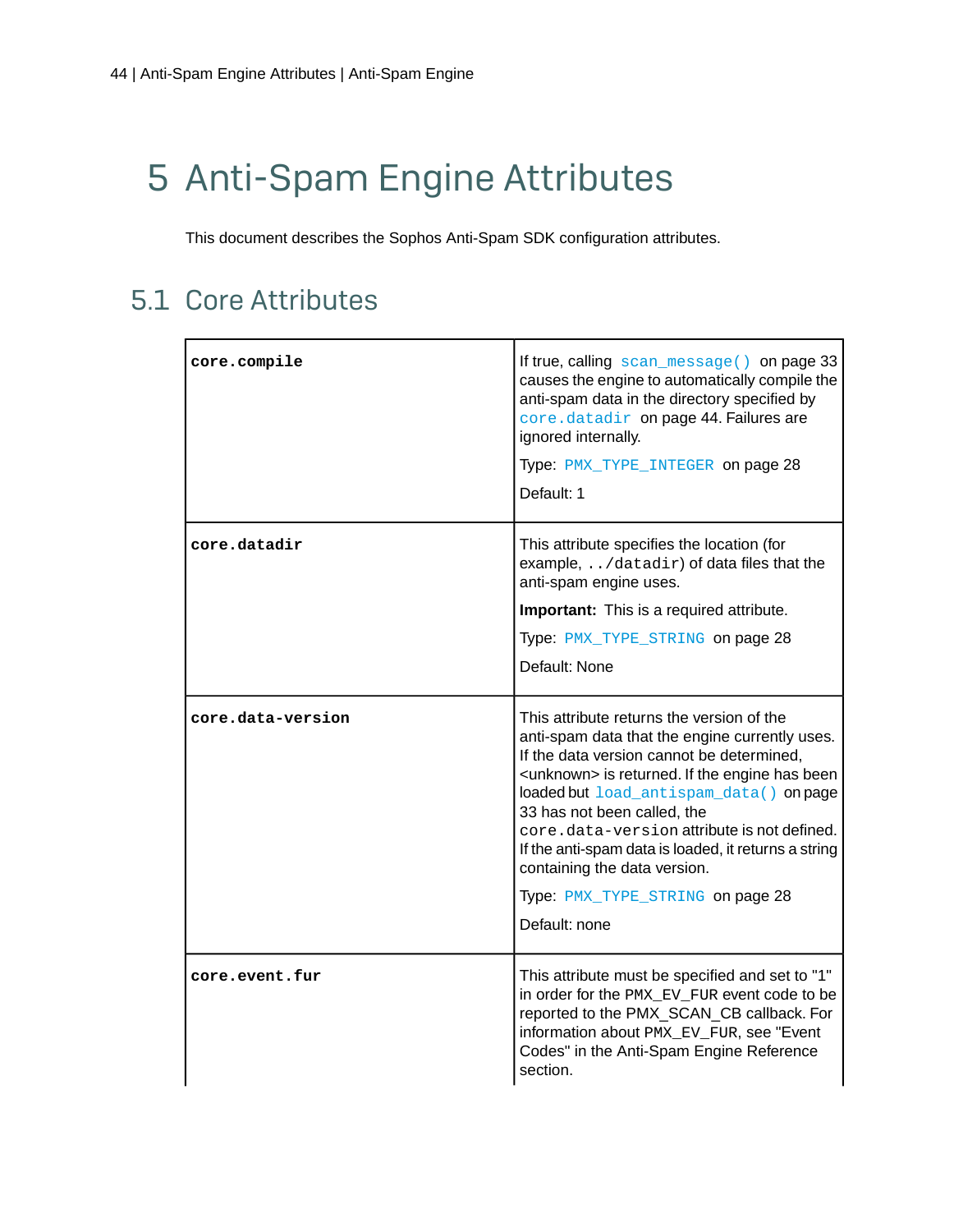# 5 Anti-Spam Engine Attributes

This document describes the Sophos Anti-Spam SDK configuration attributes.

## 5.1 Core Attributes

| | |
|---|---|
| **core.compile** | If true, calling `scan_message()` on page 33 causes the engine to automatically compile the anti-spam data in the directory specified by `core.datadir` on page 44. Failures are ignored internally.<br><br>Type: `PMX_TYPE_INTEGER` on page 28<br><br>Default: 1 |
| **core.datadir** | This attribute specifies the location (for example, `../datadir`) of data files that the anti-spam engine uses.<br><br>**Important:** This is a required attribute.<br><br>Type: `PMX_TYPE_STRING` on page 28<br><br>Default: None |
| **core.data-version** | This attribute returns the version of the anti-spam data that the engine currently uses. If the data version cannot be determined, <unknown> is returned. If the engine has been loaded but `load_antispam_data()` on page 33 has not been called, the `core.data-version` attribute is not defined. If the anti-spam data is loaded, it returns a string containing the data version.<br><br>Type: `PMX_TYPE_STRING` on page 28<br><br>Default: none |
| **core.event.fur** | This attribute must be specified and set to "1" in order for the `PMX_EV_FUR` event code to be reported to the PMX_SCAN_CB callback. For information about `PMX_EV_FUR`, see "Event Codes" in the Anti-Spam Engine Reference section. |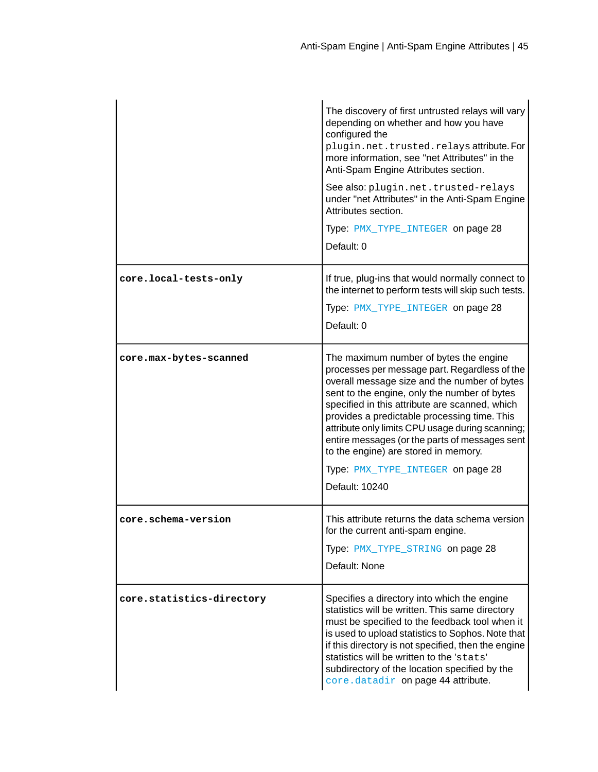| | |
|---|---|
| | The discovery of first untrusted relays will vary depending on whether and how you have configured the `plugin.net.trusted.relays` attribute. For more information, see "net Attributes" in the Anti-Spam Engine Attributes section.<br><br>See also: `plugin.net.trusted-relays` under "net Attributes" in the Anti-Spam Engine Attributes section.<br><br>Type: `PMX_TYPE_INTEGER` on page 28<br><br>Default: 0 |
| **`core.local-tests-only`** | If true, plug-ins that would normally connect to the internet to perform tests will skip such tests.<br><br>Type: `PMX_TYPE_INTEGER` on page 28<br><br>Default: 0 |
| **`core.max-bytes-scanned`** | The maximum number of bytes the engine processes per message part. Regardless of the overall message size and the number of bytes sent to the engine, only the number of bytes specified in this attribute are scanned, which provides a predictable processing time. This attribute only limits CPU usage during scanning; entire messages (or the parts of messages sent to the engine) are stored in memory.<br><br>Type: `PMX_TYPE_INTEGER` on page 28<br><br>Default: 10240 |
| **`core.schema-version`** | This attribute returns the data schema version for the current anti-spam engine.<br><br>Type: `PMX_TYPE_STRING` on page 28<br><br>Default: None |
| **`core.statistics-directory`** | Specifies a directory into which the engine statistics will be written. This same directory must be specified to the feedback tool when it is used to upload statistics to Sophos. Note that if this directory is not specified, then the engine statistics will be written to the '`stats`' subdirectory of the location specified by the `core.datadir` on page 44 attribute. |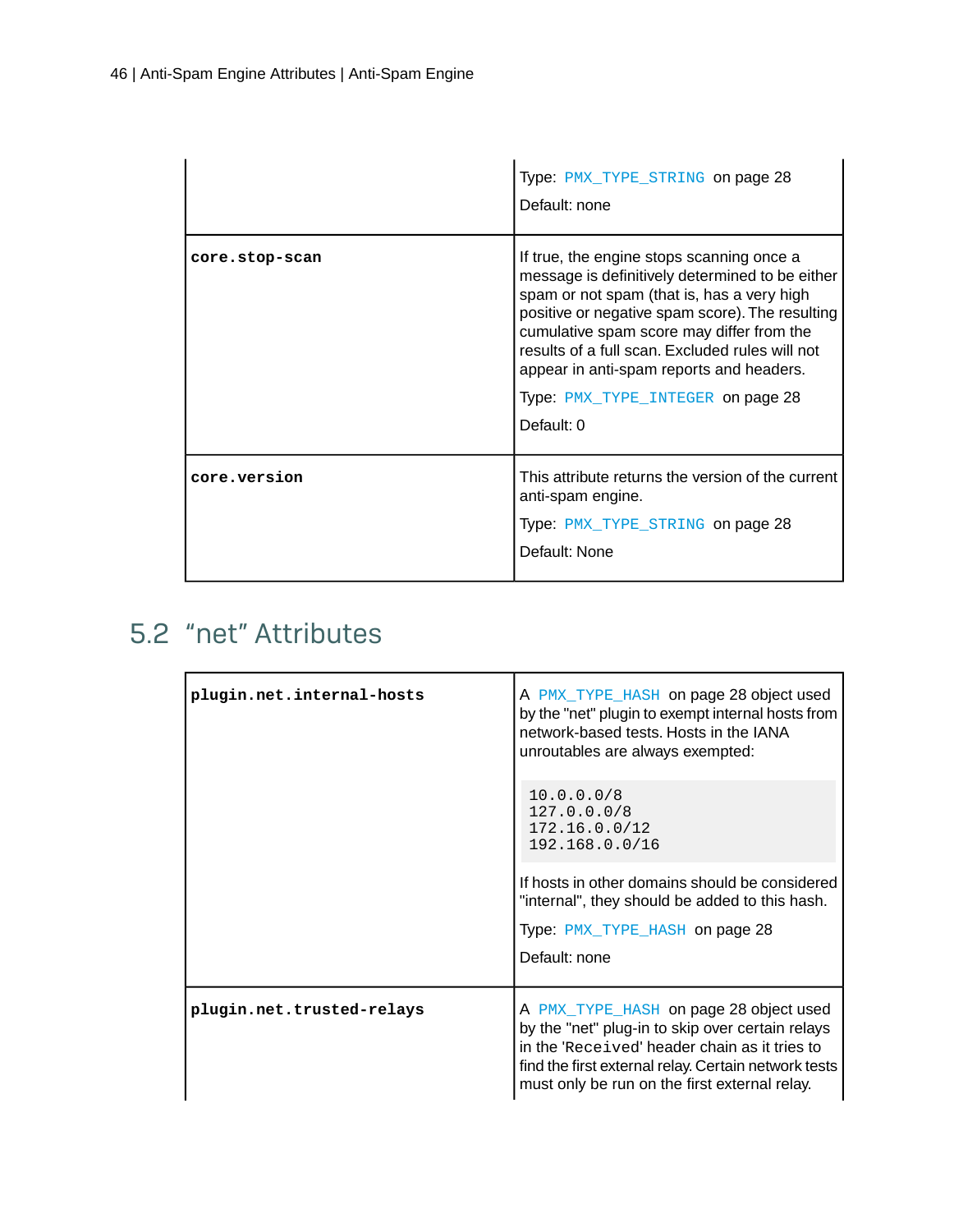| | |
|---|---|
| | Type: `PMX_TYPE_STRING` on page 28<br><br>Default: none |
| **`core.stop-scan`** | If true, the engine stops scanning once a message is definitively determined to be either spam or not spam (that is, has a very high positive or negative spam score). The resulting cumulative spam score may differ from the results of a full scan. Excluded rules will not appear in anti-spam reports and headers.<br><br>Type: `PMX_TYPE_INTEGER` on page 28<br><br>Default: 0 |
| **`core.version`** | This attribute returns the version of the current anti-spam engine.<br><br>Type: `PMX_TYPE_STRING` on page 28<br><br>Default: None |

## 5.2 "net" Attributes

| | |
|---|---|
| **`plugin.net.internal-hosts`** | A `PMX_TYPE_HASH` on page 28 object used by the "net" plugin to exempt internal hosts from network-based tests. Hosts in the IANA unroutables are always exempted:<br><br>`10.0.0.0/8`<br>`127.0.0.0/8`<br>`172.16.0.0/12`<br>`192.168.0.0/16`<br><br>If hosts in other domains should be considered "internal", they should be added to this hash.<br><br>Type: `PMX_TYPE_HASH` on page 28<br><br>Default: none |
| **`plugin.net.trusted-relays`** | A `PMX_TYPE_HASH` on page 28 object used by the "net" plug-in to skip over certain relays in the '`Received`' header chain as it tries to find the first external relay. Certain network tests must only be run on the first external relay. |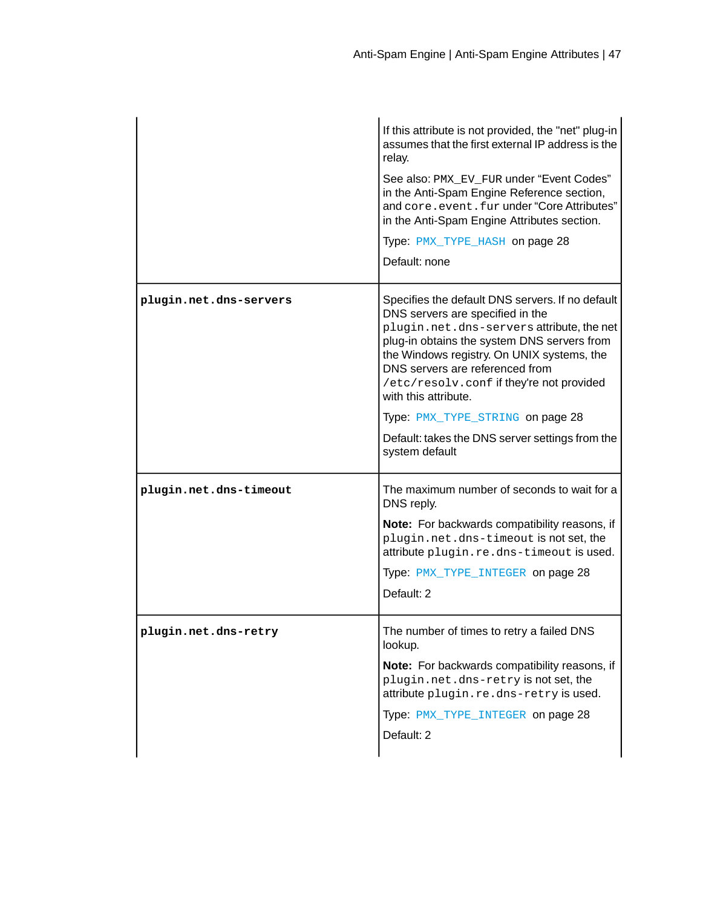| | |
|---|---|
| | If this attribute is not provided, the "net" plug-in assumes that the first external IP address is the relay.<br><br>See also: `PMX_EV_FUR` under "Event Codes" in the Anti-Spam Engine Reference section, and `core.event.fur` under "Core Attributes" in the Anti-Spam Engine Attributes section.<br><br>Type: `PMX_TYPE_HASH` on page 28<br><br>Default: none |
| **`plugin.net.dns-servers`** | Specifies the default DNS servers. If no default DNS servers are specified in the `plugin.net.dns-servers` attribute, the net plug-in obtains the system DNS servers from the Windows registry. On UNIX systems, the DNS servers are referenced from `/etc/resolv.conf` if they're not provided with this attribute.<br><br>Type: `PMX_TYPE_STRING` on page 28<br><br>Default: takes the DNS server settings from the system default |
| **`plugin.net.dns-timeout`** | The maximum number of seconds to wait for a DNS reply.<br><br>**Note:** For backwards compatibility reasons, if `plugin.net.dns-timeout` is not set, the attribute `plugin.re.dns-timeout` is used.<br><br>Type: `PMX_TYPE_INTEGER` on page 28<br><br>Default: 2 |
| **`plugin.net.dns-retry`** | The number of times to retry a failed DNS lookup.<br><br>**Note:** For backwards compatibility reasons, if `plugin.net.dns-retry` is not set, the attribute `plugin.re.dns-retry` is used.<br><br>Type: `PMX_TYPE_INTEGER` on page 28<br><br>Default: 2 |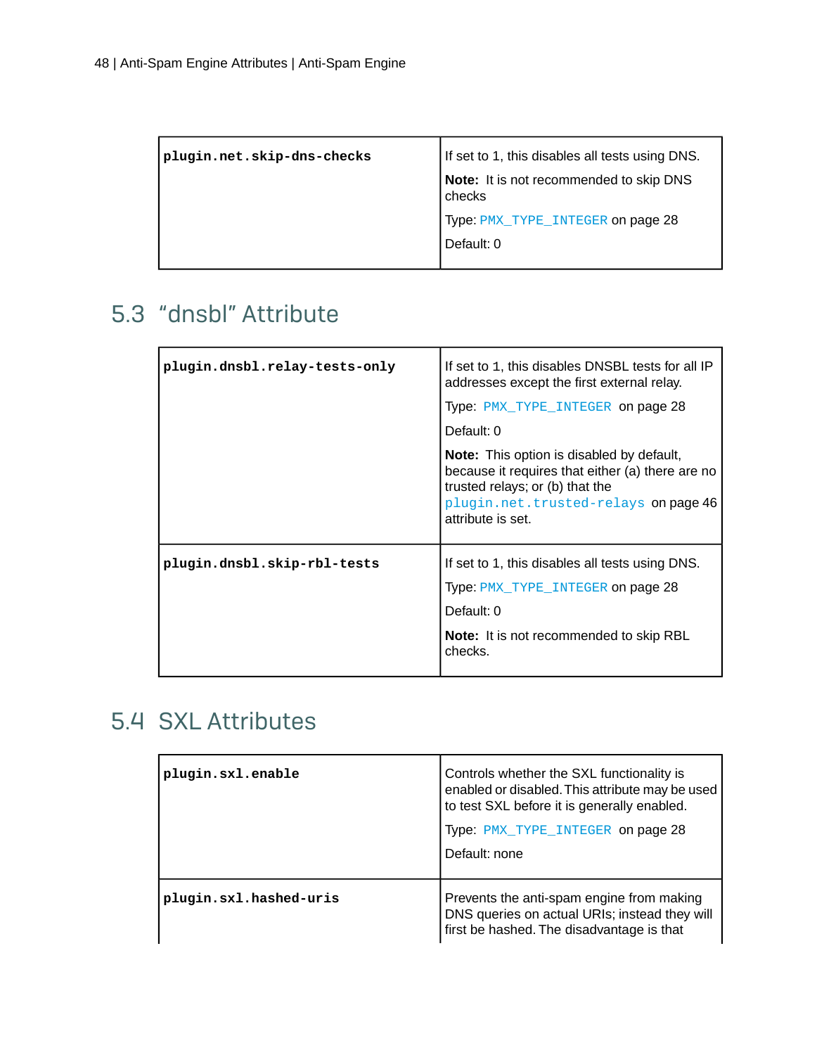| | |
|---|---|
| **plugin.net.skip-dns-checks** | If set to 1, this disables all tests using DNS.<br>**Note:** It is not recommended to skip DNS checks<br>Type: PMX_TYPE_INTEGER on page 28<br>Default: 0 |

## 5.3 “dnsbl” Attribute

| | |
|---|---|
| **plugin.dnsbl.relay-tests-only** | If set to 1, this disables DNSBL tests for all IP addresses except the first external relay.<br>Type: PMX_TYPE_INTEGER on page 28<br>Default: 0<br>**Note:** This option is disabled by default, because it requires that either (a) there are no trusted relays; or (b) that the plugin.net.trusted-relays on page 46 attribute is set. |
| **plugin.dnsbl.skip-rbl-tests** | If set to 1, this disables all tests using DNS.<br>Type: PMX_TYPE_INTEGER on page 28<br>Default: 0<br>**Note:** It is not recommended to skip RBL checks. |

## 5.4 SXL Attributes

| | |
|---|---|
| **plugin.sxl.enable** | Controls whether the SXL functionality is enabled or disabled. This attribute may be used to test SXL before it is generally enabled.<br>Type: PMX_TYPE_INTEGER on page 28<br>Default: none |
| **plugin.sxl.hashed-uris** | Prevents the anti-spam engine from making DNS queries on actual URIs; instead they will first be hashed. The disadvantage is that |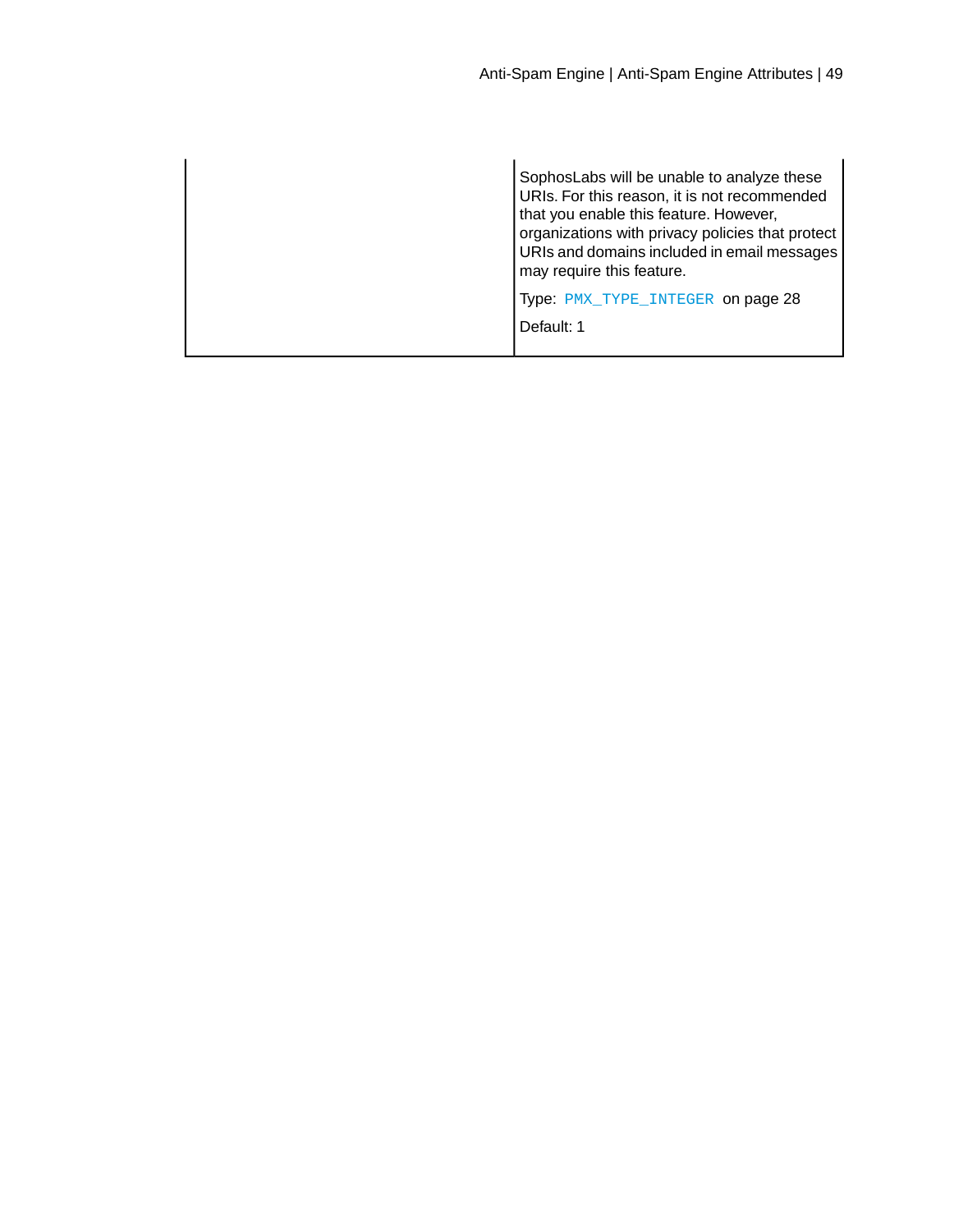| | |
|---|---|
| | SophosLabs will be unable to analyze these URIs. For this reason, it is not recommended that you enable this feature. However, organizations with privacy policies that protect URIs and domains included in email messages may require this feature.<br><br>Type: PMX_TYPE_INTEGER on page 28<br><br>Default: 1 |